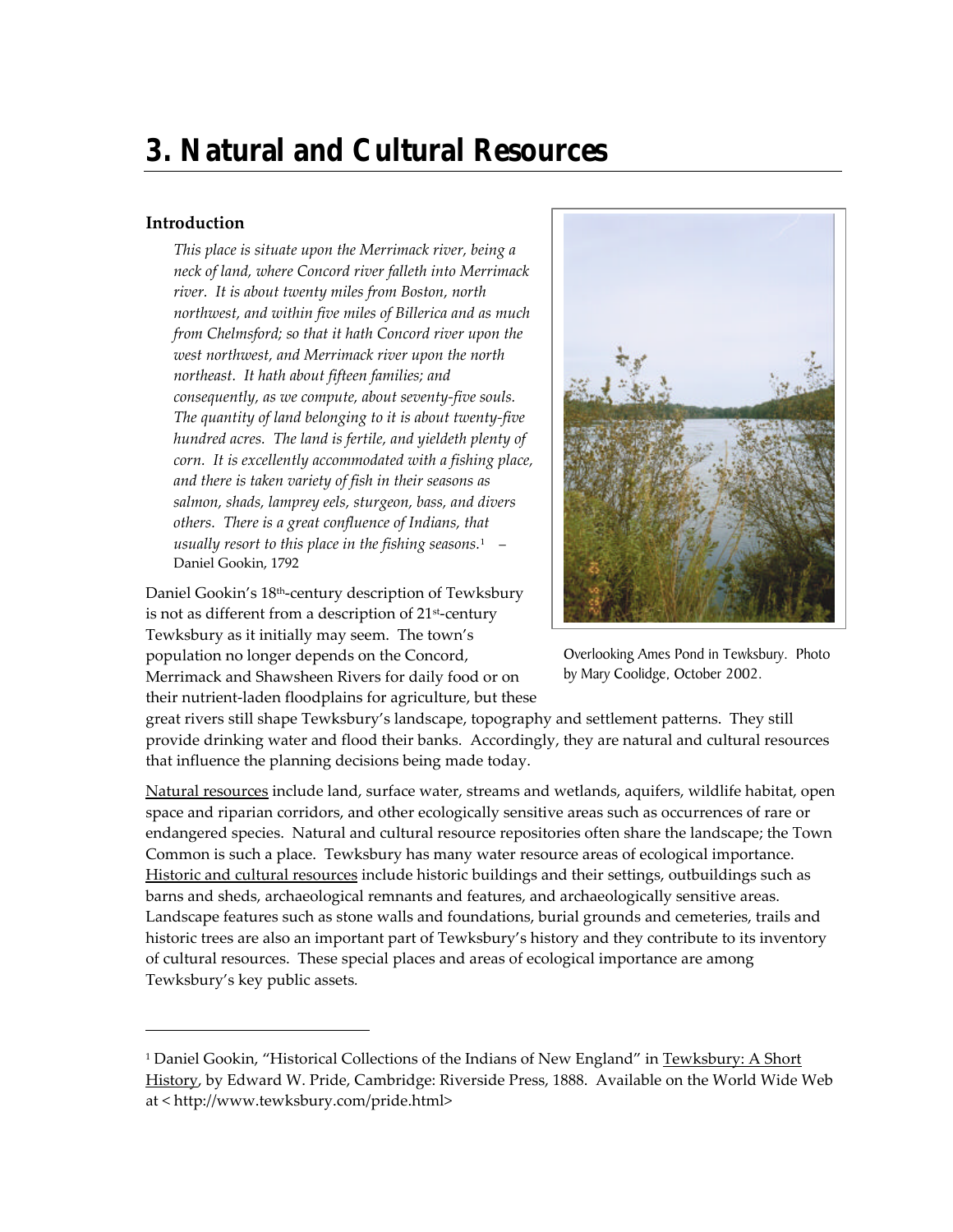# 3. Natural and Cultural Resources

### Introduction

> *This place is situate upon the Merrimack river, being a neck of land, where Concord river falleth into Merrimack river. It is about twenty miles from Boston, north northwest, and within five miles of Billerica and as much from Chelmsford; so that it hath Concord river upon the west northwest, and Merrimack river upon the north northeast. It hath about fifteen families; and consequently, as we compute, about seventy-five souls. The quantity of land belonging to it is about twenty-five hundred acres. The land is fertile, and yieldeth plenty of corn. It is excellently accommodated with a fishing place, and there is taken variety of fish in their seasons as salmon, shads, lamprey eels, sturgeon, bass, and divers others. There is a great confluence of Indians, that usually resort to this place in the fishing seasons.*[1] – Daniel Gookin, 1792

Overlooking Ames Pond in Tewksbury. Photo by Mary Coolidge, October 2002.

Daniel Gookin's 18th-century description of Tewksbury is not as different from a description of 21st-century Tewksbury as it initially may seem. The town's population no longer depends on the Concord, Merrimack and Shawsheen Rivers for daily food or on their nutrient-laden floodplains for agriculture, but these great rivers still shape Tewksbury's landscape, topography and settlement patterns. They still provide drinking water and flood their banks. Accordingly, they are natural and cultural resources that influence the planning decisions being made today.

<u>Natural resources</u> include land, surface water, streams and wetlands, aquifers, wildlife habitat, open space and riparian corridors, and other ecologically sensitive areas such as occurrences of rare or endangered species. Natural and cultural resource repositories often share the landscape; the Town Common is such a place. Tewksbury has many water resource areas of ecological importance. <u>Historic and cultural resources</u> include historic buildings and their settings, outbuildings such as barns and sheds, archaeological remnants and features, and archaeologically sensitive areas. Landscape features such as stone walls and foundations, burial grounds and cemeteries, trails and historic trees are also an important part of Tewksbury's history and they contribute to its inventory of cultural resources. These special places and areas of ecological importance are among Tewksbury's key public assets.

---

[1] Daniel Gookin, "Historical Collections of the Indians of New England" in <u>Tewksbury: A Short History</u>, by Edward W. Pride, Cambridge: Riverside Press, 1888. Available on the World Wide Web at < http://www.tewksbury.com/pride.html>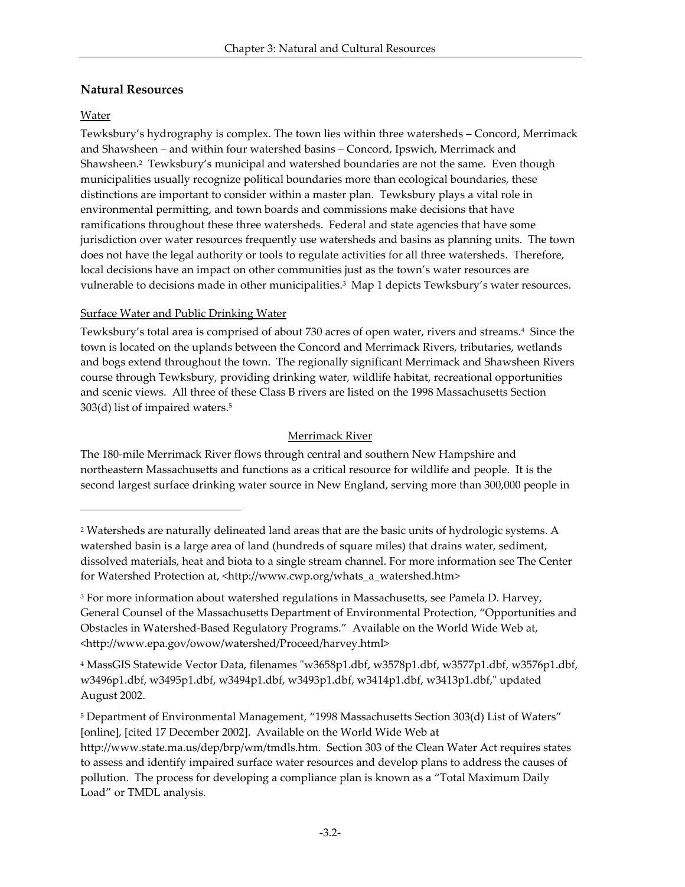## Natural Resources

Water

Tewksbury's hydrography is complex. The town lies within three watersheds – Concord, Merrimack and Shawsheen – and within four watershed basins – Concord, Ipswich, Merrimack and Shawsheen.[2] Tewksbury's municipal and watershed boundaries are not the same. Even though municipalities usually recognize political boundaries more than ecological boundaries, these distinctions are important to consider within a master plan. Tewksbury plays a vital role in environmental permitting, and town boards and commissions make decisions that have ramifications throughout these three watersheds. Federal and state agencies that have some jurisdiction over water resources frequently use watersheds and basins as planning units. The town does not have the legal authority or tools to regulate activities for all three watersheds. Therefore, local decisions have an impact on other communities just as the town's water resources are vulnerable to decisions made in other municipalities.[3] Map 1 depicts Tewksbury's water resources.

Surface Water and Public Drinking Water

Tewksbury's total area is comprised of about 730 acres of open water, rivers and streams.[4] Since the town is located on the uplands between the Concord and Merrimack Rivers, tributaries, wetlands and bogs extend throughout the town. The regionally significant Merrimack and Shawsheen Rivers course through Tewksbury, providing drinking water, wildlife habitat, recreational opportunities and scenic views. All three of these Class B rivers are listed on the 1998 Massachusetts Section 303(d) list of impaired waters.[5]

Merrimack River

The 180-mile Merrimack River flows through central and southern New Hampshire and northeastern Massachusetts and functions as a critical resource for wildlife and people. It is the second largest surface drinking water source in New England, serving more than 300,000 people in

---

[2] Watersheds are naturally delineated land areas that are the basic units of hydrologic systems. A watershed basin is a large area of land (hundreds of square miles) that drains water, sediment, dissolved materials, heat and biota to a single stream channel. For more information see The Center for Watershed Protection at, <http://www.cwp.org/whats_a_watershed.htm>

[3] For more information about watershed regulations in Massachusetts, see Pamela D. Harvey, General Counsel of the Massachusetts Department of Environmental Protection, "Opportunities and Obstacles in Watershed-Based Regulatory Programs." Available on the World Wide Web at, <http://www.epa.gov/owow/watershed/Proceed/harvey.html>

[4] MassGIS Statewide Vector Data, filenames "w3658p1.dbf, w3578p1.dbf, w3577p1.dbf, w3576p1.dbf, w3496p1.dbf, w3495p1.dbf, w3494p1.dbf, w3493p1.dbf, w3414p1.dbf, w3413p1.dbf," updated August 2002.

[5] Department of Environmental Management, "1998 Massachusetts Section 303(d) List of Waters" [online], [cited 17 December 2002]. Available on the World Wide Web at http://www.state.ma.us/dep/brp/wm/tmdls.htm. Section 303 of the Clean Water Act requires states to assess and identify impaired surface water resources and develop plans to address the causes of pollution. The process for developing a compliance plan is known as a "Total Maximum Daily Load" or TMDL analysis.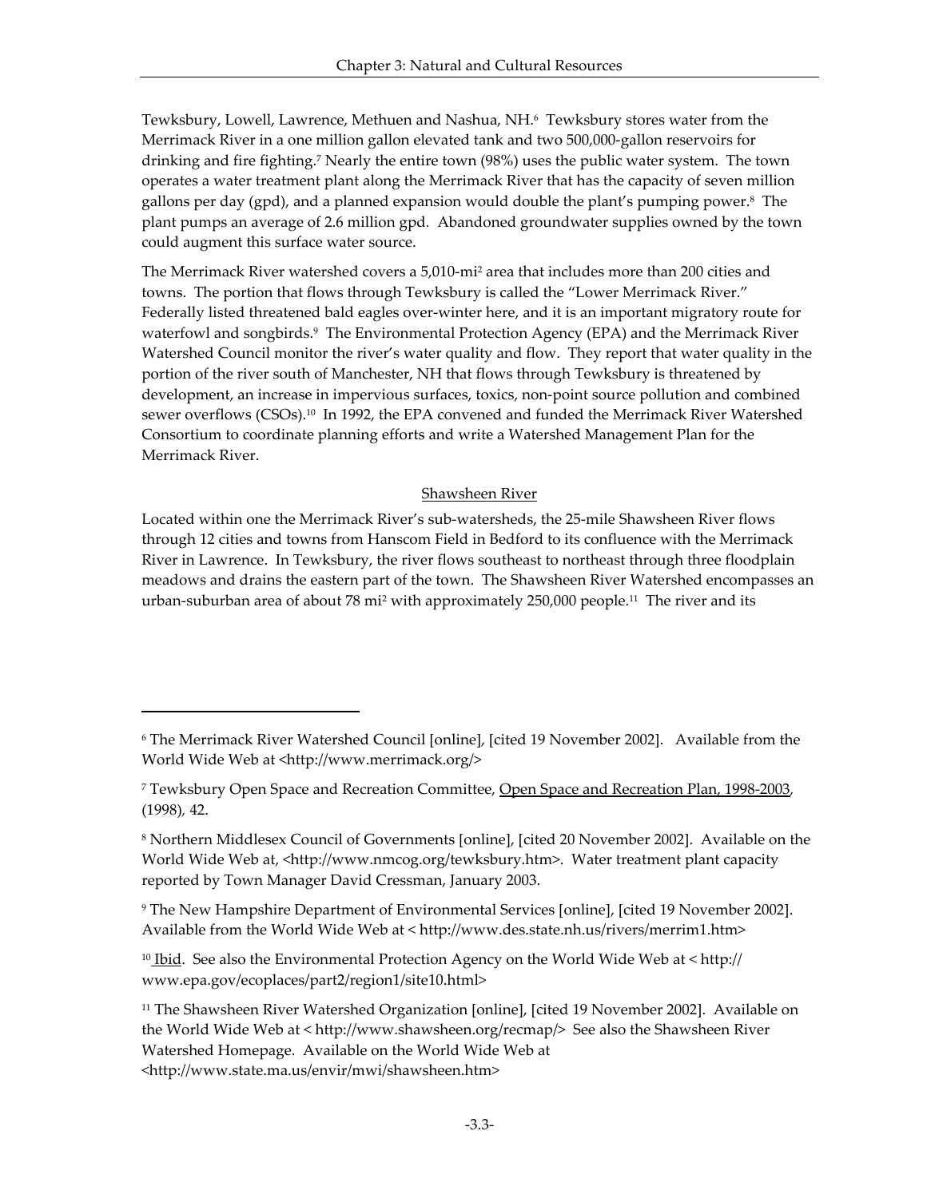Tewksbury, Lowell, Lawrence, Methuen and Nashua, NH.[6] Tewksbury stores water from the Merrimack River in a one million gallon elevated tank and two 500,000-gallon reservoirs for drinking and fire fighting.[7] Nearly the entire town (98%) uses the public water system. The town operates a water treatment plant along the Merrimack River that has the capacity of seven million gallons per day (gpd), and a planned expansion would double the plant's pumping power.[8] The plant pumps an average of 2.6 million gpd. Abandoned groundwater supplies owned by the town could augment this surface water source.

The Merrimack River watershed covers a 5,010-mi$^2$ area that includes more than 200 cities and towns. The portion that flows through Tewksbury is called the "Lower Merrimack River." Federally listed threatened bald eagles over-winter here, and it is an important migratory route for waterfowl and songbirds.[9] The Environmental Protection Agency (EPA) and the Merrimack River Watershed Council monitor the river's water quality and flow. They report that water quality in the portion of the river south of Manchester, NH that flows through Tewksbury is threatened by development, an increase in impervious surfaces, toxics, non-point source pollution and combined sewer overflows (CSOs).[10] In 1992, the EPA convened and funded the Merrimack River Watershed Consortium to coordinate planning efforts and write a Watershed Management Plan for the Merrimack River.

## Shawsheen River

Located within one the Merrimack River's sub-watersheds, the 25-mile Shawsheen River flows through 12 cities and towns from Hanscom Field in Bedford to its confluence with the Merrimack River in Lawrence. In Tewksbury, the river flows southeast to northeast through three floodplain meadows and drains the eastern part of the town. The Shawsheen River Watershed encompasses an urban-suburban area of about 78 mi$^2$ with approximately 250,000 people.[11] The river and its

---

[6] The Merrimack River Watershed Council [online], [cited 19 November 2002]. Available from the World Wide Web at <http://www.merrimack.org/>

[7] Tewksbury Open Space and Recreation Committee, Open Space and Recreation Plan, 1998-2003, (1998), 42.

[8] Northern Middlesex Council of Governments [online], [cited 20 November 2002]. Available on the World Wide Web at, <http://www.nmcog.org/tewksbury.htm>. Water treatment plant capacity reported by Town Manager David Cressman, January 2003.

[9] The New Hampshire Department of Environmental Services [online], [cited 19 November 2002]. Available from the World Wide Web at < http://www.des.state.nh.us/rivers/merrim1.htm>

[10] Ibid. See also the Environmental Protection Agency on the World Wide Web at < http:// www.epa.gov/ecoplaces/part2/region1/site10.html>

[11] The Shawsheen River Watershed Organization [online], [cited 19 November 2002]. Available on the World Wide Web at < http://www.shawsheen.org/recmap/> See also the Shawsheen River Watershed Homepage. Available on the World Wide Web at <http://www.state.ma.us/envir/mwi/shawsheen.htm>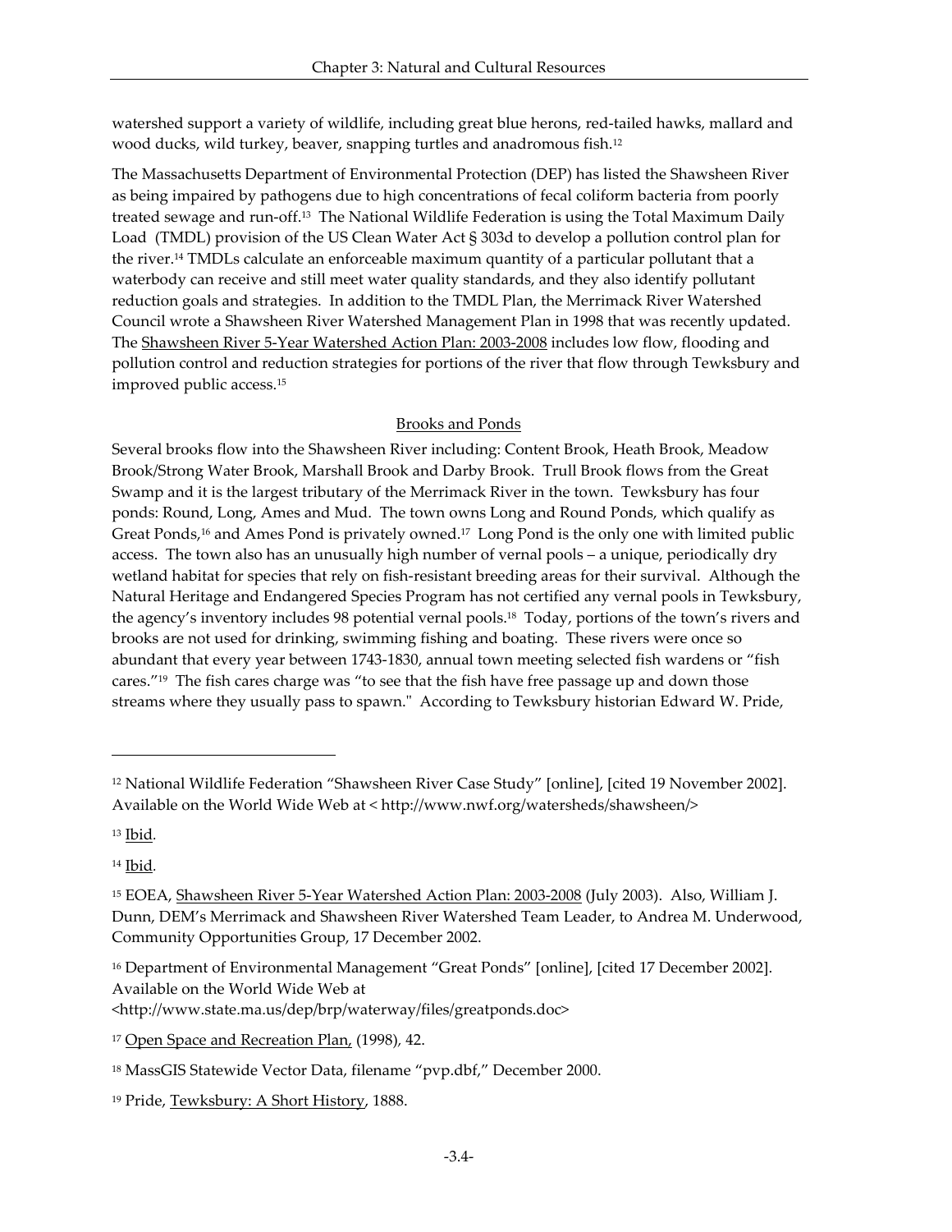watershed support a variety of wildlife, including great blue herons, red-tailed hawks, mallard and wood ducks, wild turkey, beaver, snapping turtles and anadromous fish.[12]

The Massachusetts Department of Environmental Protection (DEP) has listed the Shawsheen River as being impaired by pathogens due to high concentrations of fecal coliform bacteria from poorly treated sewage and run-off.[13] The National Wildlife Federation is using the Total Maximum Daily Load (TMDL) provision of the US Clean Water Act § 303d to develop a pollution control plan for the river.[14] TMDLs calculate an enforceable maximum quantity of a particular pollutant that a waterbody can receive and still meet water quality standards, and they also identify pollutant reduction goals and strategies. In addition to the TMDL Plan, the Merrimack River Watershed Council wrote a Shawsheen River Watershed Management Plan in 1998 that was recently updated. The Shawsheen River 5-Year Watershed Action Plan: 2003-2008 includes low flow, flooding and pollution control and reduction strategies for portions of the river that flow through Tewksbury and improved public access.[15]

### Brooks and Ponds

Several brooks flow into the Shawsheen River including: Content Brook, Heath Brook, Meadow Brook/Strong Water Brook, Marshall Brook and Darby Brook. Trull Brook flows from the Great Swamp and it is the largest tributary of the Merrimack River in the town. Tewksbury has four ponds: Round, Long, Ames and Mud. The town owns Long and Round Ponds, which qualify as Great Ponds,[16] and Ames Pond is privately owned.[17] Long Pond is the only one with limited public access. The town also has an unusually high number of vernal pools – a unique, periodically dry wetland habitat for species that rely on fish-resistant breeding areas for their survival. Although the Natural Heritage and Endangered Species Program has not certified any vernal pools in Tewksbury, the agency's inventory includes 98 potential vernal pools.[18] Today, portions of the town's rivers and brooks are not used for drinking, swimming fishing and boating. These rivers were once so abundant that every year between 1743-1830, annual town meeting selected fish wardens or "fish cares."[19] The fish cares charge was "to see that the fish have free passage up and down those streams where they usually pass to spawn." According to Tewksbury historian Edward W. Pride,

---

[12] National Wildlife Federation "Shawsheen River Case Study" [online], [cited 19 November 2002]. Available on the World Wide Web at < http://www.nwf.org/watersheds/shawsheen/>

[13] Ibid.

[14] Ibid.

[15] EOEA, Shawsheen River 5-Year Watershed Action Plan: 2003-2008 (July 2003). Also, William J. Dunn, DEM's Merrimack and Shawsheen River Watershed Team Leader, to Andrea M. Underwood, Community Opportunities Group, 17 December 2002.

[16] Department of Environmental Management "Great Ponds" [online], [cited 17 December 2002]. Available on the World Wide Web at <http://www.state.ma.us/dep/brp/waterway/files/greatponds.doc>

[17] Open Space and Recreation Plan, (1998), 42.

[18] MassGIS Statewide Vector Data, filename "pvp.dbf," December 2000.

[19] Pride, Tewksbury: A Short History, 1888.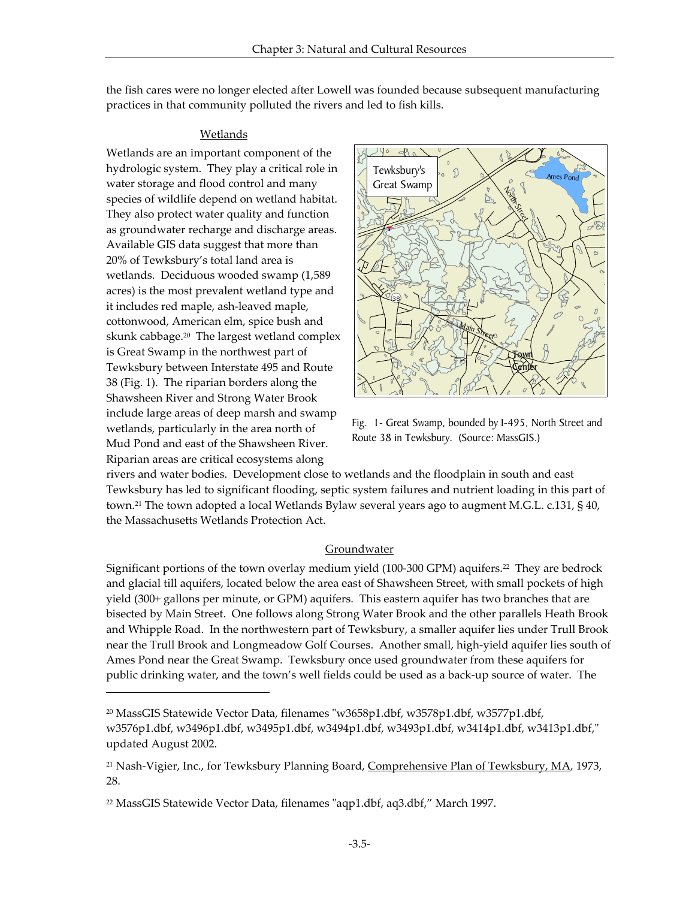the fish cares were no longer elected after Lowell was founded because subsequent manufacturing practices in that community polluted the rivers and led to fish kills.

## Wetlands

Wetlands are an important component of the hydrologic system. They play a critical role in water storage and flood control and many species of wildlife depend on wetland habitat. They also protect water quality and function as groundwater recharge and discharge areas. Available GIS data suggest that more than 20% of Tewksbury's total land area is wetlands. Deciduous wooded swamp (1,589 acres) is the most prevalent wetland type and it includes red maple, ash-leaved maple, cottonwood, American elm, spice bush and skunk cabbage.[20] The largest wetland complex is Great Swamp in the northwest part of Tewksbury between Interstate 495 and Route 38 (Fig. 1). The riparian borders along the Shawsheen River and Strong Water Brook include large areas of deep marsh and swamp wetlands, particularly in the area north of Mud Pond and east of the Shawsheen River. Riparian areas are critical ecosystems along rivers and water bodies. Development close to wetlands and the floodplain in south and east Tewksbury has led to significant flooding, septic system failures and nutrient loading in this part of town.[21] The town adopted a local Wetlands Bylaw several years ago to augment M.G.L. c.131, § 40, the Massachusetts Wetlands Protection Act.

Fig. 1- Great Swamp, bounded by I-495, North Street and Route 38 in Tewksbury. (Source: MassGIS.)

## Groundwater

Significant portions of the town overlay medium yield (100-300 GPM) aquifers.[22] They are bedrock and glacial till aquifers, located below the area east of Shawsheen Street, with small pockets of high yield (300+ gallons per minute, or GPM) aquifers. This eastern aquifer has two branches that are bisected by Main Street. One follows along Strong Water Brook and the other parallels Heath Brook and Whipple Road. In the northwestern part of Tewksbury, a smaller aquifer lies under Trull Brook near the Trull Brook and Longmeadow Golf Courses. Another small, high-yield aquifer lies south of Ames Pond near the Great Swamp. Tewksbury once used groundwater from these aquifers for public drinking water, and the town's well fields could be used as a back-up source of water. The

---

[20] MassGIS Statewide Vector Data, filenames "w3658p1.dbf, w3578p1.dbf, w3577p1.dbf, w3576p1.dbf, w3496p1.dbf, w3495p1.dbf, w3494p1.dbf, w3493p1.dbf, w3414p1.dbf, w3413p1.dbf," updated August 2002.

[21] Nash-Vigier, Inc., for Tewksbury Planning Board, Comprehensive Plan of Tewksbury, MA, 1973, 28.

[22] MassGIS Statewide Vector Data, filenames "aqp1.dbf, aq3.dbf," March 1997.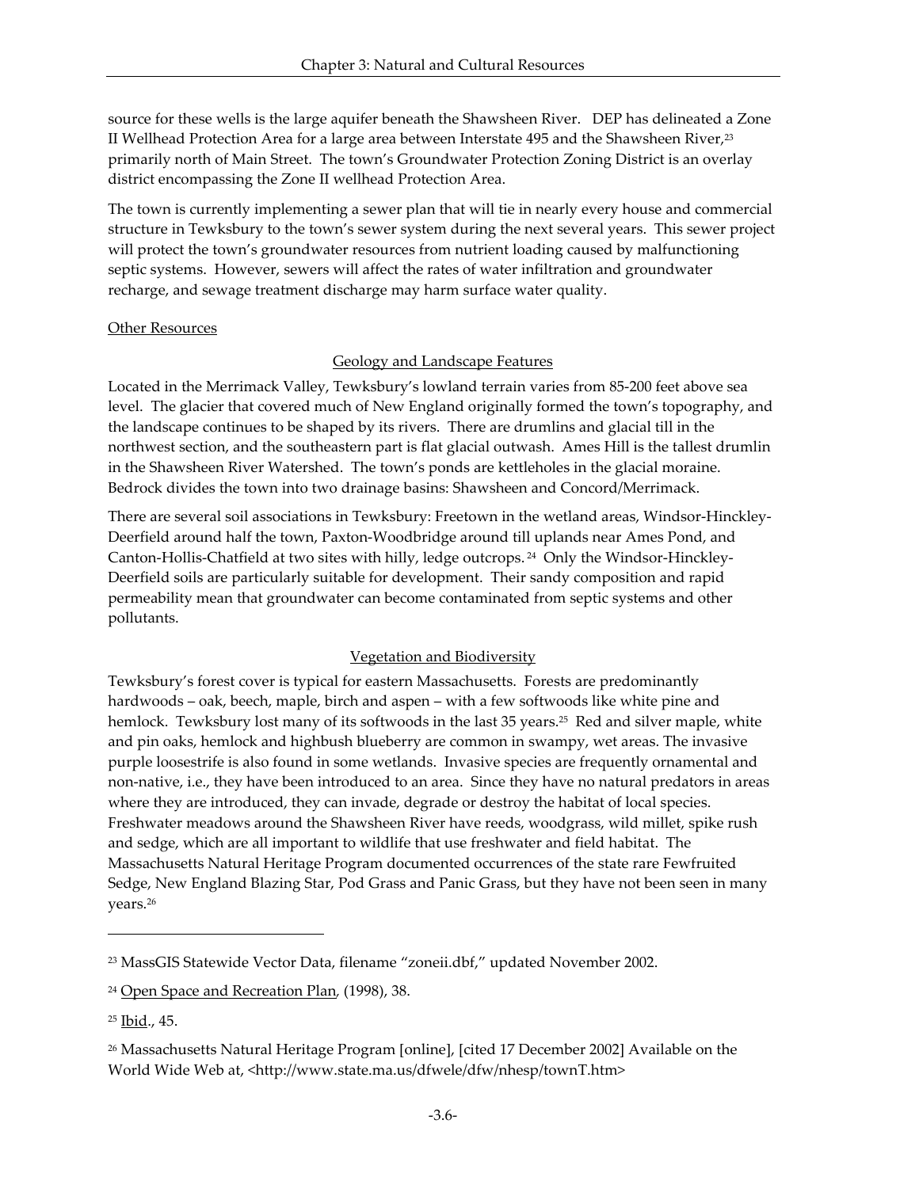source for these wells is the large aquifer beneath the Shawsheen River. DEP has delineated a Zone II Wellhead Protection Area for a large area between Interstate 495 and the Shawsheen River,[23] primarily north of Main Street. The town's Groundwater Protection Zoning District is an overlay district encompassing the Zone II wellhead Protection Area.

The town is currently implementing a sewer plan that will tie in nearly every house and commercial structure in Tewksbury to the town's sewer system during the next several years. This sewer project will protect the town's groundwater resources from nutrient loading caused by malfunctioning septic systems. However, sewers will affect the rates of water infiltration and groundwater recharge, and sewage treatment discharge may harm surface water quality.

Other Resources

Geology and Landscape Features

Located in the Merrimack Valley, Tewksbury's lowland terrain varies from 85-200 feet above sea level. The glacier that covered much of New England originally formed the town's topography, and the landscape continues to be shaped by its rivers. There are drumlins and glacial till in the northwest section, and the southeastern part is flat glacial outwash. Ames Hill is the tallest drumlin in the Shawsheen River Watershed. The town's ponds are kettleholes in the glacial moraine. Bedrock divides the town into two drainage basins: Shawsheen and Concord/Merrimack.

There are several soil associations in Tewksbury: Freetown in the wetland areas, Windsor-Hinckley-Deerfield around half the town, Paxton-Woodbridge around till uplands near Ames Pond, and Canton-Hollis-Chatfield at two sites with hilly, ledge outcrops.[24] Only the Windsor-Hinckley-Deerfield soils are particularly suitable for development. Their sandy composition and rapid permeability mean that groundwater can become contaminated from septic systems and other pollutants.

Vegetation and Biodiversity

Tewksbury's forest cover is typical for eastern Massachusetts. Forests are predominantly hardwoods – oak, beech, maple, birch and aspen – with a few softwoods like white pine and hemlock. Tewksbury lost many of its softwoods in the last 35 years.[25] Red and silver maple, white and pin oaks, hemlock and highbush blueberry are common in swampy, wet areas. The invasive purple loosestrife is also found in some wetlands. Invasive species are frequently ornamental and non-native, i.e., they have been introduced to an area. Since they have no natural predators in areas where they are introduced, they can invade, degrade or destroy the habitat of local species. Freshwater meadows around the Shawsheen River have reeds, woodgrass, wild millet, spike rush and sedge, which are all important to wildlife that use freshwater and field habitat. The Massachusetts Natural Heritage Program documented occurrences of the state rare Fewfruited Sedge, New England Blazing Star, Pod Grass and Panic Grass, but they have not been seen in many years.[26]

---

[23] MassGIS Statewide Vector Data, filename "zoneii.dbf," updated November 2002.

[24] Open Space and Recreation Plan, (1998), 38.

[25] Ibid., 45.

[26] Massachusetts Natural Heritage Program [online], [cited 17 December 2002] Available on the World Wide Web at, <http://www.state.ma.us/dfwele/dfw/nhesp/townT.htm>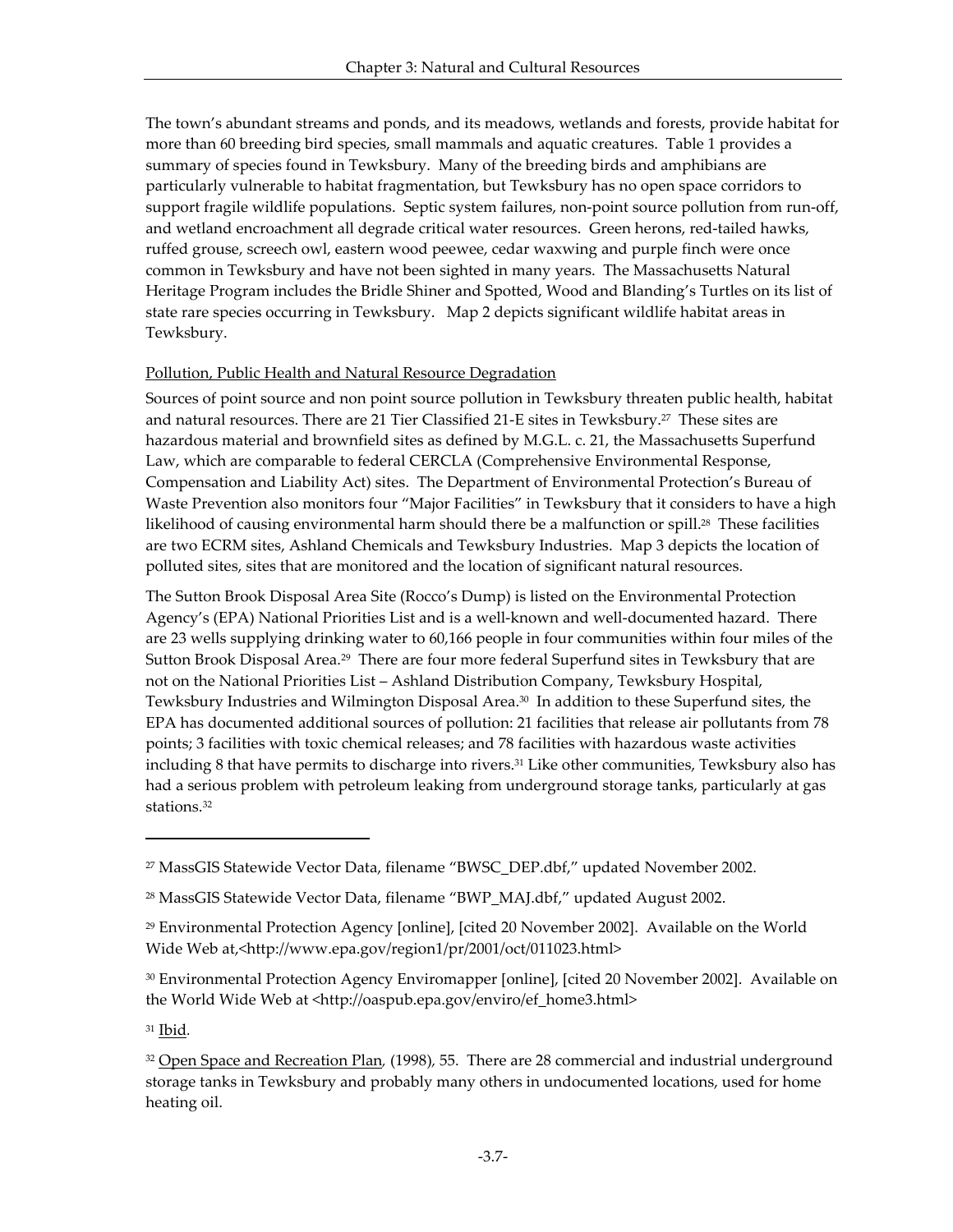The town's abundant streams and ponds, and its meadows, wetlands and forests, provide habitat for more than 60 breeding bird species, small mammals and aquatic creatures. Table 1 provides a summary of species found in Tewksbury. Many of the breeding birds and amphibians are particularly vulnerable to habitat fragmentation, but Tewksbury has no open space corridors to support fragile wildlife populations. Septic system failures, non-point source pollution from run-off, and wetland encroachment all degrade critical water resources. Green herons, red-tailed hawks, ruffed grouse, screech owl, eastern wood peewee, cedar waxwing and purple finch were once common in Tewksbury and have not been sighted in many years. The Massachusetts Natural Heritage Program includes the Bridle Shiner and Spotted, Wood and Blanding's Turtles on its list of state rare species occurring in Tewksbury. Map 2 depicts significant wildlife habitat areas in Tewksbury.

Pollution, Public Health and Natural Resource Degradation

Sources of point source and non point source pollution in Tewksbury threaten public health, habitat and natural resources. There are 21 Tier Classified 21-E sites in Tewksbury.[27] These sites are hazardous material and brownfield sites as defined by M.G.L. c. 21, the Massachusetts Superfund Law, which are comparable to federal CERCLA (Comprehensive Environmental Response, Compensation and Liability Act) sites. The Department of Environmental Protection's Bureau of Waste Prevention also monitors four "Major Facilities" in Tewksbury that it considers to have a high likelihood of causing environmental harm should there be a malfunction or spill.[28] These facilities are two ECRM sites, Ashland Chemicals and Tewksbury Industries. Map 3 depicts the location of polluted sites, sites that are monitored and the location of significant natural resources.

The Sutton Brook Disposal Area Site (Rocco's Dump) is listed on the Environmental Protection Agency's (EPA) National Priorities List and is a well-known and well-documented hazard. There are 23 wells supplying drinking water to 60,166 people in four communities within four miles of the Sutton Brook Disposal Area.[29] There are four more federal Superfund sites in Tewksbury that are not on the National Priorities List – Ashland Distribution Company, Tewksbury Hospital, Tewksbury Industries and Wilmington Disposal Area.[30] In addition to these Superfund sites, the EPA has documented additional sources of pollution: 21 facilities that release air pollutants from 78 points; 3 facilities with toxic chemical releases; and 78 facilities with hazardous waste activities including 8 that have permits to discharge into rivers.[31] Like other communities, Tewksbury also has had a serious problem with petroleum leaking from underground storage tanks, particularly at gas stations.[32]

---

[27] MassGIS Statewide Vector Data, filename "BWSC_DEP.dbf," updated November 2002.

[28] MassGIS Statewide Vector Data, filename "BWP_MAJ.dbf," updated August 2002.

[29] Environmental Protection Agency [online], [cited 20 November 2002]. Available on the World Wide Web at,<http://www.epa.gov/region1/pr/2001/oct/011023.html>

[30] Environmental Protection Agency Enviromapper [online], [cited 20 November 2002]. Available on the World Wide Web at <http://oaspub.epa.gov/enviro/ef_home3.html>

[31] Ibid.

[32] Open Space and Recreation Plan, (1998), 55. There are 28 commercial and industrial underground storage tanks in Tewksbury and probably many others in undocumented locations, used for home heating oil.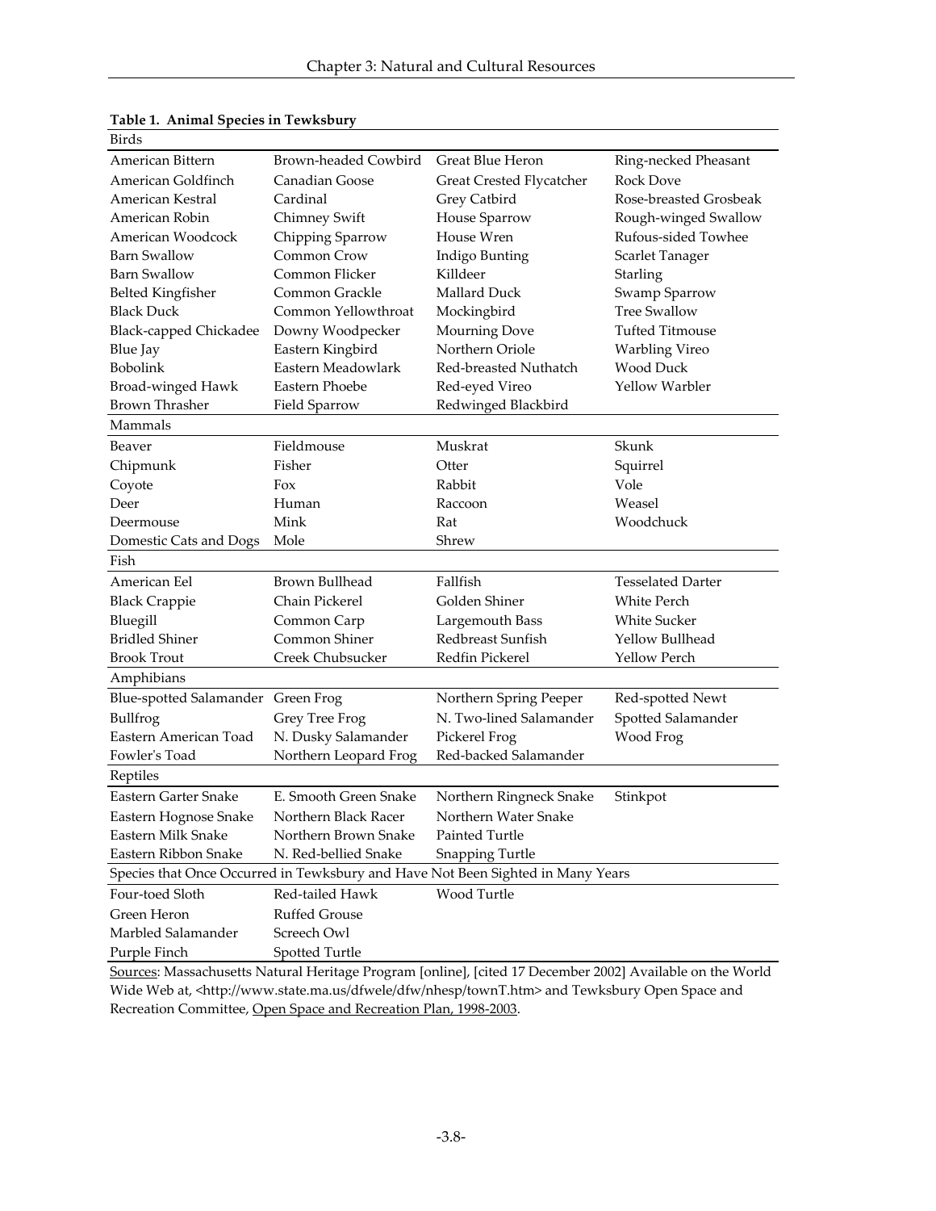**Table 1. Animal Species in Tewksbury**

| Birds | | | |
|---|---|---|---|
| American Bittern | Brown-headed Cowbird | Great Blue Heron | Ring-necked Pheasant |
| American Goldfinch | Canadian Goose | Great Crested Flycatcher | Rock Dove |
| American Kestral | Cardinal | Grey Catbird | Rose-breasted Grosbeak |
| American Robin | Chimney Swift | House Sparrow | Rough-winged Swallow |
| American Woodcock | Chipping Sparrow | House Wren | Rufous-sided Towhee |
| Barn Swallow | Common Crow | Indigo Bunting | Scarlet Tanager |
| Barn Swallow | Common Flicker | Killdeer | Starling |
| Belted Kingfisher | Common Grackle | Mallard Duck | Swamp Sparrow |
| Black Duck | Common Yellowthroat | Mockingbird | Tree Swallow |
| Black-capped Chickadee | Downy Woodpecker | Mourning Dove | Tufted Titmouse |
| Blue Jay | Eastern Kingbird | Northern Oriole | Warbling Vireo |
| Bobolink | Eastern Meadowlark | Red-breasted Nuthatch | Wood Duck |
| Broad-winged Hawk | Eastern Phoebe | Red-eyed Vireo | Yellow Warbler |
| Brown Thrasher | Field Sparrow | Redwinged Blackbird | |
| **Mammals** | | | |
| Beaver | Fieldmouse | Muskrat | Skunk |
| Chipmunk | Fisher | Otter | Squirrel |
| Coyote | Fox | Rabbit | Vole |
| Deer | Human | Raccoon | Weasel |
| Deermouse | Mink | Rat | Woodchuck |
| Domestic Cats and Dogs | Mole | Shrew | |
| **Fish** | | | |
| American Eel | Brown Bullhead | Fallfish | Tesselated Darter |
| Black Crappie | Chain Pickerel | Golden Shiner | White Perch |
| Bluegill | Common Carp | Largemouth Bass | White Sucker |
| Bridled Shiner | Common Shiner | Redbreast Sunfish | Yellow Bullhead |
| Brook Trout | Creek Chubsucker | Redfin Pickerel | Yellow Perch |
| **Amphibians** | | | |
| Blue-spotted Salamander | Green Frog | Northern Spring Peeper | Red-spotted Newt |
| Bullfrog | Grey Tree Frog | N. Two-lined Salamander | Spotted Salamander |
| Eastern American Toad | N. Dusky Salamander | Pickerel Frog | Wood Frog |
| Fowler's Toad | Northern Leopard Frog | Red-backed Salamander | |
| **Reptiles** | | | |
| Eastern Garter Snake | E. Smooth Green Snake | Northern Ringneck Snake | Stinkpot |
| Eastern Hognose Snake | Northern Black Racer | Northern Water Snake | |
| Eastern Milk Snake | Northern Brown Snake | Painted Turtle | |
| Eastern Ribbon Snake | N. Red-bellied Snake | Snapping Turtle | |
| **Species that Once Occurred in Tewksbury and Have Not Been Sighted in Many Years** | | | |
| Four-toed Sloth | Red-tailed Hawk | Wood Turtle | |
| Green Heron | Ruffed Grouse | | |
| Marbled Salamander | Screech Owl | | |
| Purple Finch | Spotted Turtle | | |

Sources: Massachusetts Natural Heritage Program [online], [cited 17 December 2002] Available on the World Wide Web at, <http://www.state.ma.us/dfwele/dfw/nhesp/townT.htm> and Tewksbury Open Space and Recreation Committee, Open Space and Recreation Plan, 1998-2003.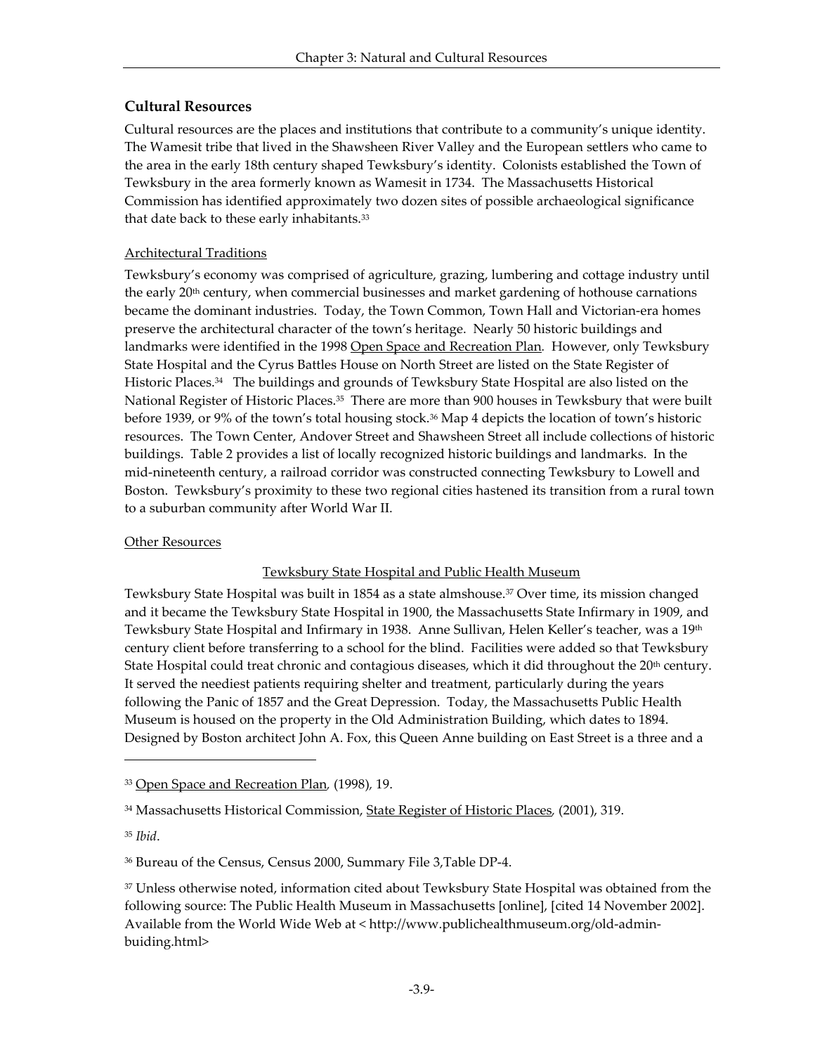## Cultural Resources

Cultural resources are the places and institutions that contribute to a community's unique identity. The Wamesit tribe that lived in the Shawsheen River Valley and the European settlers who came to the area in the early 18th century shaped Tewksbury's identity. Colonists established the Town of Tewksbury in the area formerly known as Wamesit in 1734. The Massachusetts Historical Commission has identified approximately two dozen sites of possible archaeological significance that date back to these early inhabitants.[33]

### Architectural Traditions

Tewksbury's economy was comprised of agriculture, grazing, lumbering and cottage industry until the early 20th century, when commercial businesses and market gardening of hothouse carnations became the dominant industries. Today, the Town Common, Town Hall and Victorian-era homes preserve the architectural character of the town's heritage. Nearly 50 historic buildings and landmarks were identified in the 1998 Open Space and Recreation Plan. However, only Tewksbury State Hospital and the Cyrus Battles House on North Street are listed on the State Register of Historic Places.[34] The buildings and grounds of Tewksbury State Hospital are also listed on the National Register of Historic Places.[35] There are more than 900 houses in Tewksbury that were built before 1939, or 9% of the town's total housing stock.[36] Map 4 depicts the location of town's historic resources. The Town Center, Andover Street and Shawsheen Street all include collections of historic buildings. Table 2 provides a list of locally recognized historic buildings and landmarks. In the mid-nineteenth century, a railroad corridor was constructed connecting Tewksbury to Lowell and Boston. Tewksbury's proximity to these two regional cities hastened its transition from a rural town to a suburban community after World War II.

### Other Resources

#### Tewksbury State Hospital and Public Health Museum

Tewksbury State Hospital was built in 1854 as a state almshouse.[37] Over time, its mission changed and it became the Tewksbury State Hospital in 1900, the Massachusetts State Infirmary in 1909, and Tewksbury State Hospital and Infirmary in 1938. Anne Sullivan, Helen Keller's teacher, was a 19th century client before transferring to a school for the blind. Facilities were added so that Tewksbury State Hospital could treat chronic and contagious diseases, which it did throughout the 20th century. It served the neediest patients requiring shelter and treatment, particularly during the years following the Panic of 1857 and the Great Depression. Today, the Massachusetts Public Health Museum is housed on the property in the Old Administration Building, which dates to 1894. Designed by Boston architect John A. Fox, this Queen Anne building on East Street is a three and a

---

[33] Open Space and Recreation Plan, (1998), 19.

[34] Massachusetts Historical Commission, State Register of Historic Places, (2001), 319.

[35] *Ibid*.

[36] Bureau of the Census, Census 2000, Summary File 3,Table DP-4.

[37] Unless otherwise noted, information cited about Tewksbury State Hospital was obtained from the following source: The Public Health Museum in Massachusetts [online], [cited 14 November 2002]. Available from the World Wide Web at < http://www.publichealthmuseum.org/old-admin-buiding.html>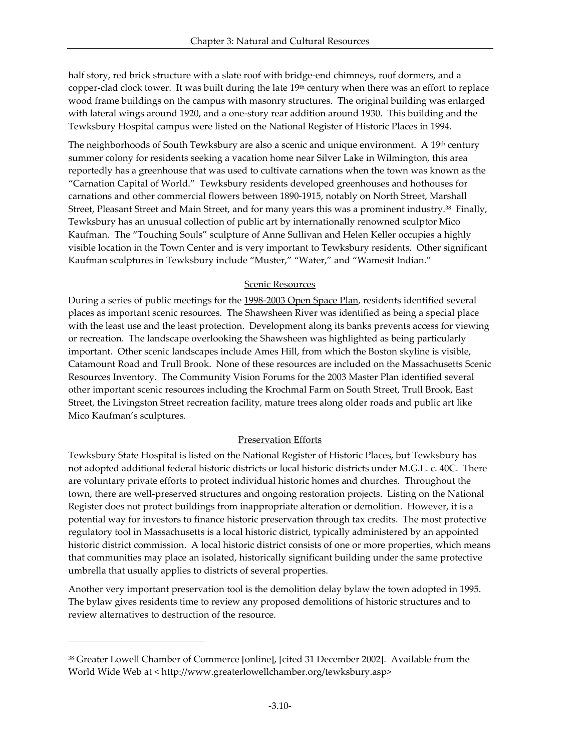half story, red brick structure with a slate roof with bridge-end chimneys, roof dormers, and a copper-clad clock tower. It was built during the late 19th century when there was an effort to replace wood frame buildings on the campus with masonry structures. The original building was enlarged with lateral wings around 1920, and a one-story rear addition around 1930. This building and the Tewksbury Hospital campus were listed on the National Register of Historic Places in 1994.

The neighborhoods of South Tewksbury are also a scenic and unique environment. A 19th century summer colony for residents seeking a vacation home near Silver Lake in Wilmington, this area reportedly has a greenhouse that was used to cultivate carnations when the town was known as the "Carnation Capital of World." Tewksbury residents developed greenhouses and hothouses for carnations and other commercial flowers between 1890-1915, notably on North Street, Marshall Street, Pleasant Street and Main Street, and for many years this was a prominent industry.[38] Finally, Tewksbury has an unusual collection of public art by internationally renowned sculptor Mico Kaufman. The "Touching Souls" sculpture of Anne Sullivan and Helen Keller occupies a highly visible location in the Town Center and is very important to Tewksbury residents. Other significant Kaufman sculptures in Tewksbury include "Muster," "Water," and "Wamesit Indian."

## Scenic Resources

During a series of public meetings for the 1998-2003 Open Space Plan, residents identified several places as important scenic resources. The Shawsheen River was identified as being a special place with the least use and the least protection. Development along its banks prevents access for viewing or recreation. The landscape overlooking the Shawsheen was highlighted as being particularly important. Other scenic landscapes include Ames Hill, from which the Boston skyline is visible, Catamount Road and Trull Brook. None of these resources are included on the Massachusetts Scenic Resources Inventory. The Community Vision Forums for the 2003 Master Plan identified several other important scenic resources including the Krochmal Farm on South Street, Trull Brook, East Street, the Livingston Street recreation facility, mature trees along older roads and public art like Mico Kaufman's sculptures.

## Preservation Efforts

Tewksbury State Hospital is listed on the National Register of Historic Places, but Tewksbury has not adopted additional federal historic districts or local historic districts under M.G.L. c. 40C. There are voluntary private efforts to protect individual historic homes and churches. Throughout the town, there are well-preserved structures and ongoing restoration projects. Listing on the National Register does not protect buildings from inappropriate alteration or demolition. However, it is a potential way for investors to finance historic preservation through tax credits. The most protective regulatory tool in Massachusetts is a local historic district, typically administered by an appointed historic district commission. A local historic district consists of one or more properties, which means that communities may place an isolated, historically significant building under the same protective umbrella that usually applies to districts of several properties.

Another very important preservation tool is the demolition delay bylaw the town adopted in 1995. The bylaw gives residents time to review any proposed demolitions of historic structures and to review alternatives to destruction of the resource.

---

[38] Greater Lowell Chamber of Commerce [online], [cited 31 December 2002]. Available from the World Wide Web at < http://www.greaterlowellchamber.org/tewksbury.asp>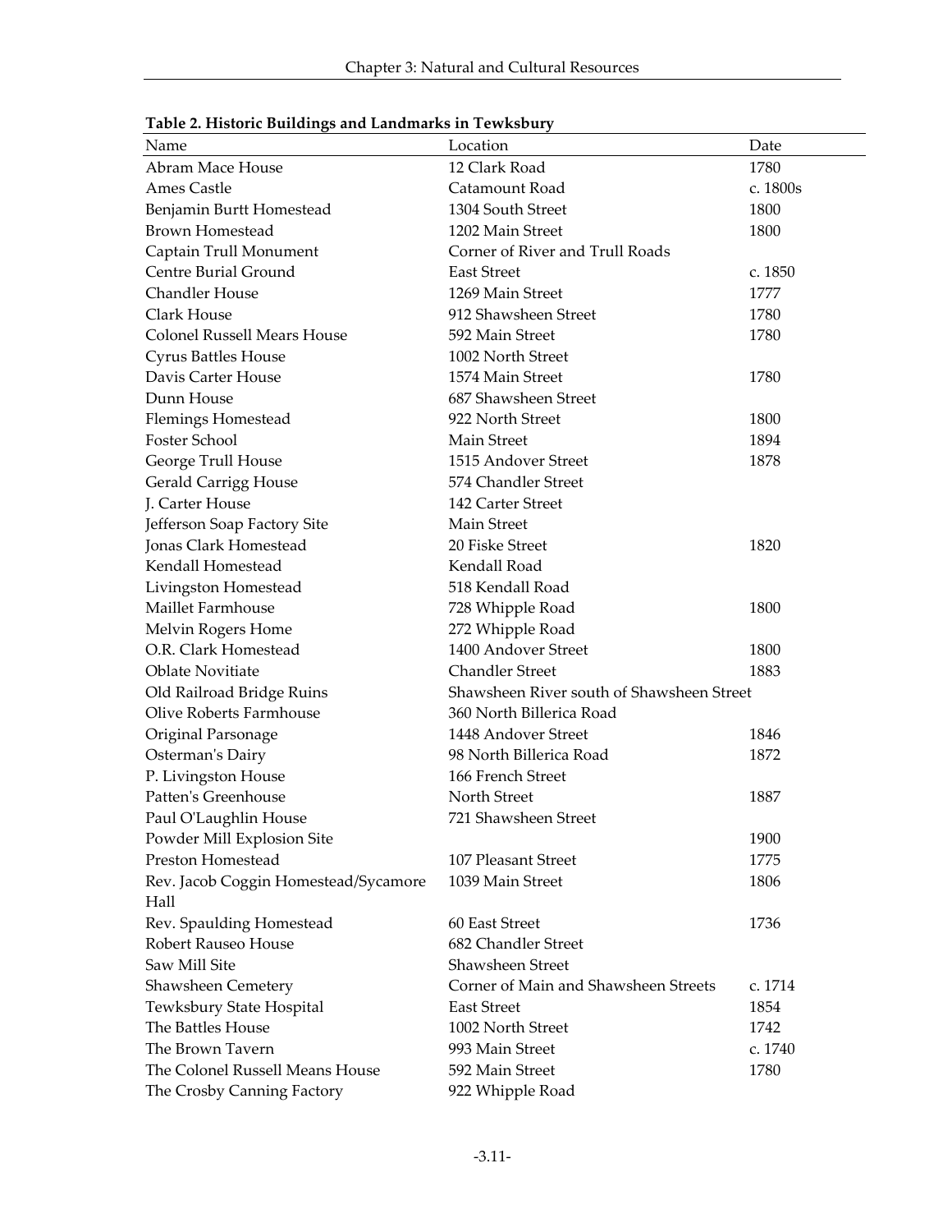**Table 2. Historic Buildings and Landmarks in Tewksbury**

| Name | Location | Date |
|---|---|---|
| Abram Mace House | 12 Clark Road | 1780 |
| Ames Castle | Catamount Road | c. 1800s |
| Benjamin Burtt Homestead | 1304 South Street | 1800 |
| Brown Homestead | 1202 Main Street | 1800 |
| Captain Trull Monument | Corner of River and Trull Roads | |
| Centre Burial Ground | East Street | c. 1850 |
| Chandler House | 1269 Main Street | 1777 |
| Clark House | 912 Shawsheen Street | 1780 |
| Colonel Russell Mears House | 592 Main Street | 1780 |
| Cyrus Battles House | 1002 North Street | |
| Davis Carter House | 1574 Main Street | 1780 |
| Dunn House | 687 Shawsheen Street | |
| Flemings Homestead | 922 North Street | 1800 |
| Foster School | Main Street | 1894 |
| George Trull House | 1515 Andover Street | 1878 |
| Gerald Carrigg House | 574 Chandler Street | |
| J. Carter House | 142 Carter Street | |
| Jefferson Soap Factory Site | Main Street | |
| Jonas Clark Homestead | 20 Fiske Street | 1820 |
| Kendall Homestead | Kendall Road | |
| Livingston Homestead | 518 Kendall Road | |
| Maillet Farmhouse | 728 Whipple Road | 1800 |
| Melvin Rogers Home | 272 Whipple Road | |
| O.R. Clark Homestead | 1400 Andover Street | 1800 |
| Oblate Novitiate | Chandler Street | 1883 |
| Old Railroad Bridge Ruins | Shawsheen River south of Shawsheen Street | |
| Olive Roberts Farmhouse | 360 North Billerica Road | |
| Original Parsonage | 1448 Andover Street | 1846 |
| Osterman's Dairy | 98 North Billerica Road | 1872 |
| P. Livingston House | 166 French Street | |
| Patten's Greenhouse | North Street | 1887 |
| Paul O'Laughlin House | 721 Shawsheen Street | |
| Powder Mill Explosion Site | | 1900 |
| Preston Homestead | 107 Pleasant Street | 1775 |
| Rev. Jacob Coggin Homestead/Sycamore Hall | 1039 Main Street | 1806 |
| Rev. Spaulding Homestead | 60 East Street | 1736 |
| Robert Rauseo House | 682 Chandler Street | |
| Saw Mill Site | Shawsheen Street | |
| Shawsheen Cemetery | Corner of Main and Shawsheen Streets | c. 1714 |
| Tewksbury State Hospital | East Street | 1854 |
| The Battles House | 1002 North Street | 1742 |
| The Brown Tavern | 993 Main Street | c. 1740 |
| The Colonel Russell Means House | 592 Main Street | 1780 |
| The Crosby Canning Factory | 922 Whipple Road | |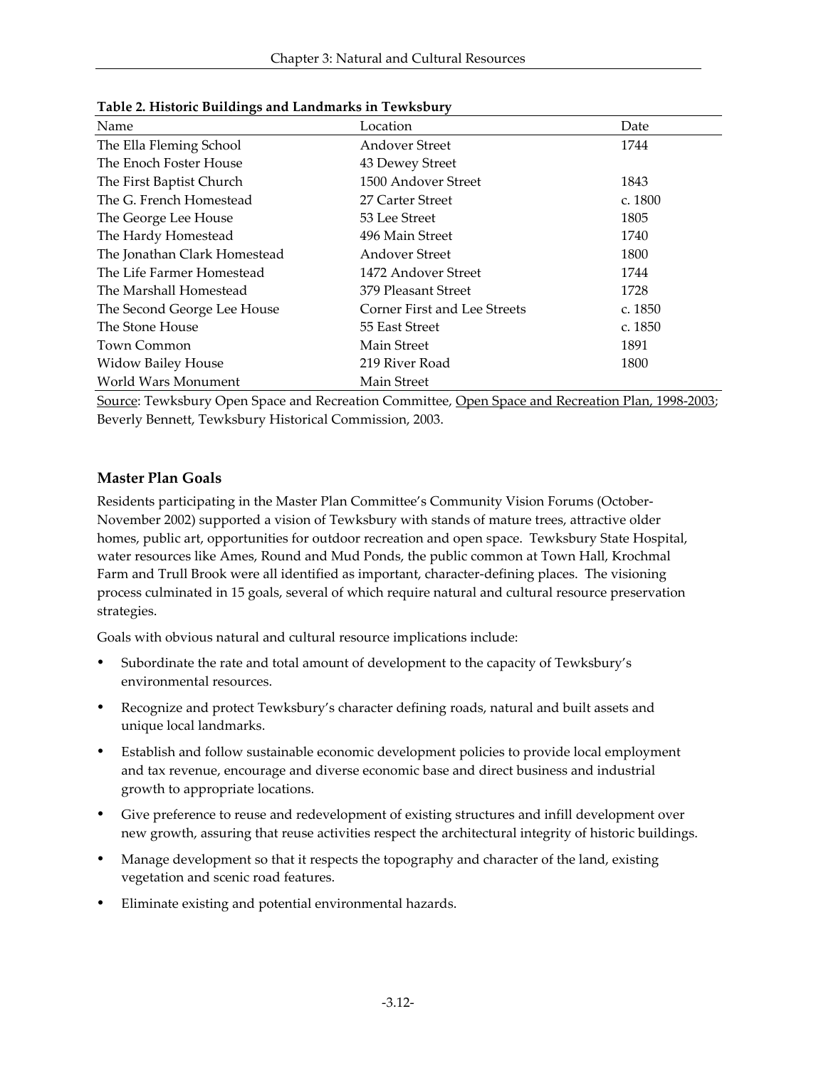**Table 2. Historic Buildings and Landmarks in Tewksbury**

| Name | Location | Date |
|---|---|---|
| The Ella Fleming School | Andover Street | 1744 |
| The Enoch Foster House | 43 Dewey Street | |
| The First Baptist Church | 1500 Andover Street | 1843 |
| The G. French Homestead | 27 Carter Street | c. 1800 |
| The George Lee House | 53 Lee Street | 1805 |
| The Hardy Homestead | 496 Main Street | 1740 |
| The Jonathan Clark Homestead | Andover Street | 1800 |
| The Life Farmer Homestead | 1472 Andover Street | 1744 |
| The Marshall Homestead | 379 Pleasant Street | 1728 |
| The Second George Lee House | Corner First and Lee Streets | c. 1850 |
| The Stone House | 55 East Street | c. 1850 |
| Town Common | Main Street | 1891 |
| Widow Bailey House | 219 River Road | 1800 |
| World Wars Monument | Main Street | |

Source: Tewksbury Open Space and Recreation Committee, Open Space and Recreation Plan, 1998-2003; Beverly Bennett, Tewksbury Historical Commission, 2003.

### Master Plan Goals

Residents participating in the Master Plan Committee's Community Vision Forums (October-November 2002) supported a vision of Tewksbury with stands of mature trees, attractive older homes, public art, opportunities for outdoor recreation and open space. Tewksbury State Hospital, water resources like Ames, Round and Mud Ponds, the public common at Town Hall, Krochmal Farm and Trull Brook were all identified as important, character-defining places. The visioning process culminated in 15 goals, several of which require natural and cultural resource preservation strategies.

Goals with obvious natural and cultural resource implications include:

- Subordinate the rate and total amount of development to the capacity of Tewksbury's environmental resources.
- Recognize and protect Tewksbury's character defining roads, natural and built assets and unique local landmarks.
- Establish and follow sustainable economic development policies to provide local employment and tax revenue, encourage and diverse economic base and direct business and industrial growth to appropriate locations.
- Give preference to reuse and redevelopment of existing structures and infill development over new growth, assuring that reuse activities respect the architectural integrity of historic buildings.
- Manage development so that it respects the topography and character of the land, existing vegetation and scenic road features.
- Eliminate existing and potential environmental hazards.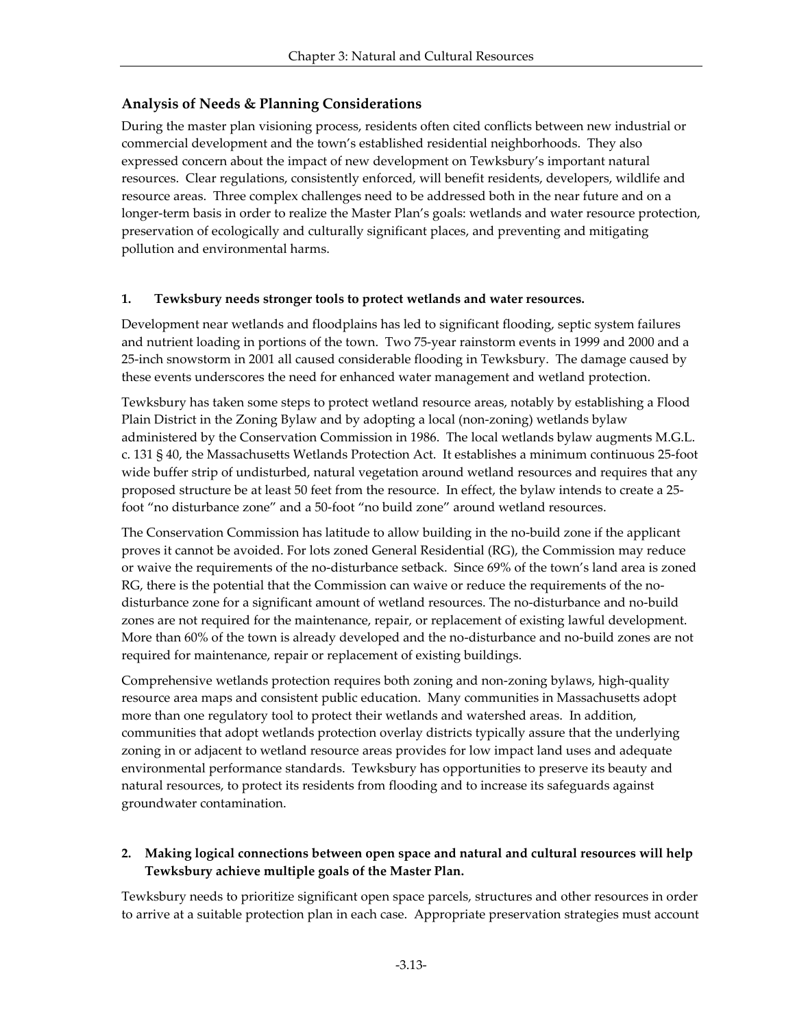## Analysis of Needs & Planning Considerations

During the master plan visioning process, residents often cited conflicts between new industrial or commercial development and the town's established residential neighborhoods. They also expressed concern about the impact of new development on Tewksbury's important natural resources. Clear regulations, consistently enforced, will benefit residents, developers, wildlife and resource areas. Three complex challenges need to be addressed both in the near future and on a longer-term basis in order to realize the Master Plan's goals: wetlands and water resource protection, preservation of ecologically and culturally significant places, and preventing and mitigating pollution and environmental harms.

### 1. Tewksbury needs stronger tools to protect wetlands and water resources.

Development near wetlands and floodplains has led to significant flooding, septic system failures and nutrient loading in portions of the town. Two 75-year rainstorm events in 1999 and 2000 and a 25-inch snowstorm in 2001 all caused considerable flooding in Tewksbury. The damage caused by these events underscores the need for enhanced water management and wetland protection.

Tewksbury has taken some steps to protect wetland resource areas, notably by establishing a Flood Plain District in the Zoning Bylaw and by adopting a local (non-zoning) wetlands bylaw administered by the Conservation Commission in 1986. The local wetlands bylaw augments M.G.L. c. 131 § 40, the Massachusetts Wetlands Protection Act. It establishes a minimum continuous 25-foot wide buffer strip of undisturbed, natural vegetation around wetland resources and requires that any proposed structure be at least 50 feet from the resource. In effect, the bylaw intends to create a 25-foot "no disturbance zone" and a 50-foot "no build zone" around wetland resources.

The Conservation Commission has latitude to allow building in the no-build zone if the applicant proves it cannot be avoided. For lots zoned General Residential (RG), the Commission may reduce or waive the requirements of the no-disturbance setback. Since 69% of the town's land area is zoned RG, there is the potential that the Commission can waive or reduce the requirements of the no-disturbance zone for a significant amount of wetland resources. The no-disturbance and no-build zones are not required for the maintenance, repair, or replacement of existing lawful development. More than 60% of the town is already developed and the no-disturbance and no-build zones are not required for maintenance, repair or replacement of existing buildings.

Comprehensive wetlands protection requires both zoning and non-zoning bylaws, high-quality resource area maps and consistent public education. Many communities in Massachusetts adopt more than one regulatory tool to protect their wetlands and watershed areas. In addition, communities that adopt wetlands protection overlay districts typically assure that the underlying zoning in or adjacent to wetland resource areas provides for low impact land uses and adequate environmental performance standards. Tewksbury has opportunities to preserve its beauty and natural resources, to protect its residents from flooding and to increase its safeguards against groundwater contamination.

### 2. Making logical connections between open space and natural and cultural resources will help Tewksbury achieve multiple goals of the Master Plan.

Tewksbury needs to prioritize significant open space parcels, structures and other resources in order to arrive at a suitable protection plan in each case. Appropriate preservation strategies must account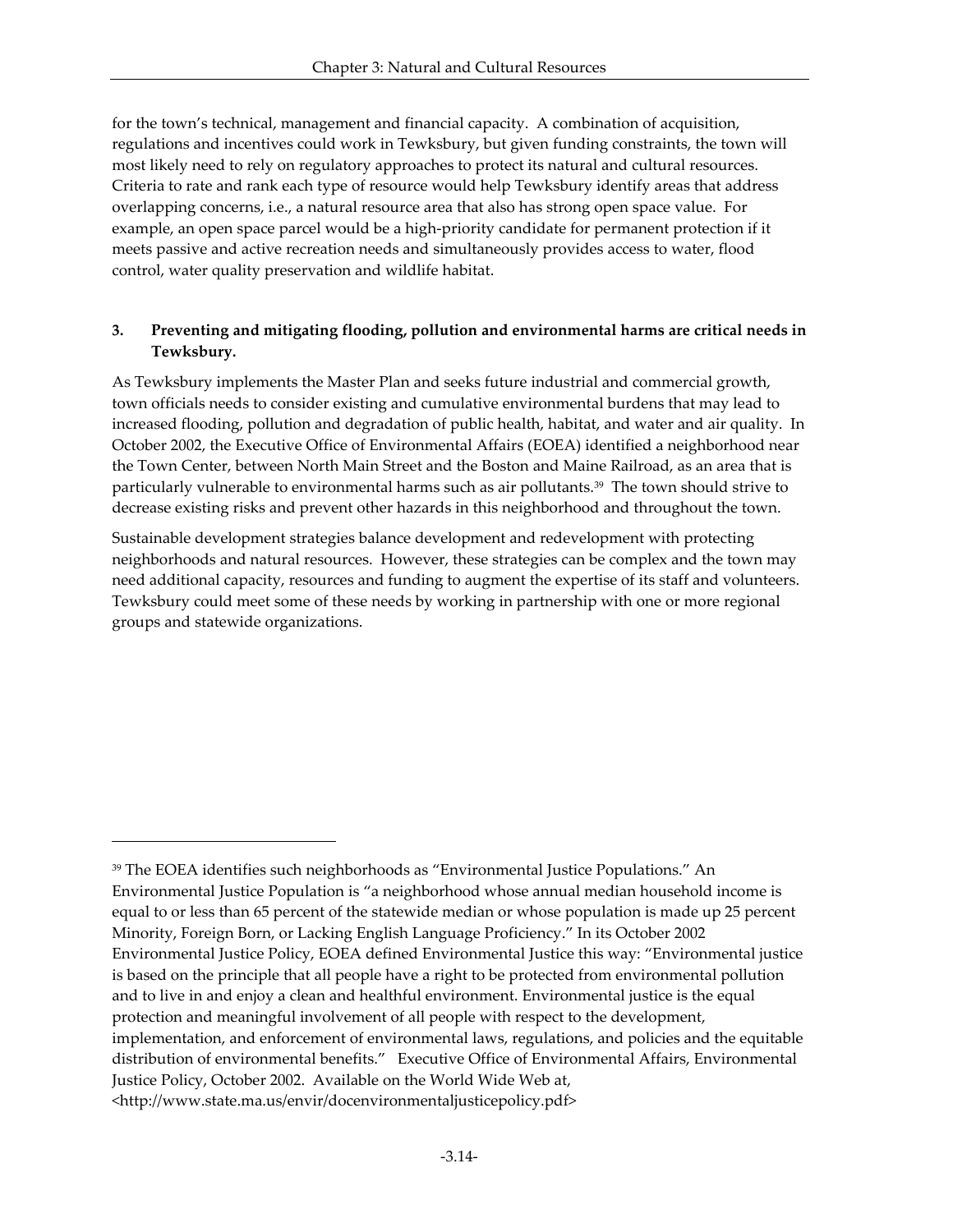for the town's technical, management and financial capacity. A combination of acquisition, regulations and incentives could work in Tewksbury, but given funding constraints, the town will most likely need to rely on regulatory approaches to protect its natural and cultural resources. Criteria to rate and rank each type of resource would help Tewksbury identify areas that address overlapping concerns, i.e., a natural resource area that also has strong open space value. For example, an open space parcel would be a high-priority candidate for permanent protection if it meets passive and active recreation needs and simultaneously provides access to water, flood control, water quality preservation and wildlife habitat.

**3. Preventing and mitigating flooding, pollution and environmental harms are critical needs in Tewksbury.**

As Tewksbury implements the Master Plan and seeks future industrial and commercial growth, town officials needs to consider existing and cumulative environmental burdens that may lead to increased flooding, pollution and degradation of public health, habitat, and water and air quality. In October 2002, the Executive Office of Environmental Affairs (EOEA) identified a neighborhood near the Town Center, between North Main Street and the Boston and Maine Railroad, as an area that is particularly vulnerable to environmental harms such as air pollutants.[39] The town should strive to decrease existing risks and prevent other hazards in this neighborhood and throughout the town.

Sustainable development strategies balance development and redevelopment with protecting neighborhoods and natural resources. However, these strategies can be complex and the town may need additional capacity, resources and funding to augment the expertise of its staff and volunteers. Tewksbury could meet some of these needs by working in partnership with one or more regional groups and statewide organizations.

---

[39] The EOEA identifies such neighborhoods as "Environmental Justice Populations." An Environmental Justice Population is "a neighborhood whose annual median household income is equal to or less than 65 percent of the statewide median or whose population is made up 25 percent Minority, Foreign Born, or Lacking English Language Proficiency." In its October 2002 Environmental Justice Policy, EOEA defined Environmental Justice this way: "Environmental justice is based on the principle that all people have a right to be protected from environmental pollution and to live in and enjoy a clean and healthful environment. Environmental justice is the equal protection and meaningful involvement of all people with respect to the development, implementation, and enforcement of environmental laws, regulations, and policies and the equitable distribution of environmental benefits." Executive Office of Environmental Affairs, Environmental Justice Policy, October 2002. Available on the World Wide Web at, <http://www.state.ma.us/envir/docenvironmentaljusticepolicy.pdf>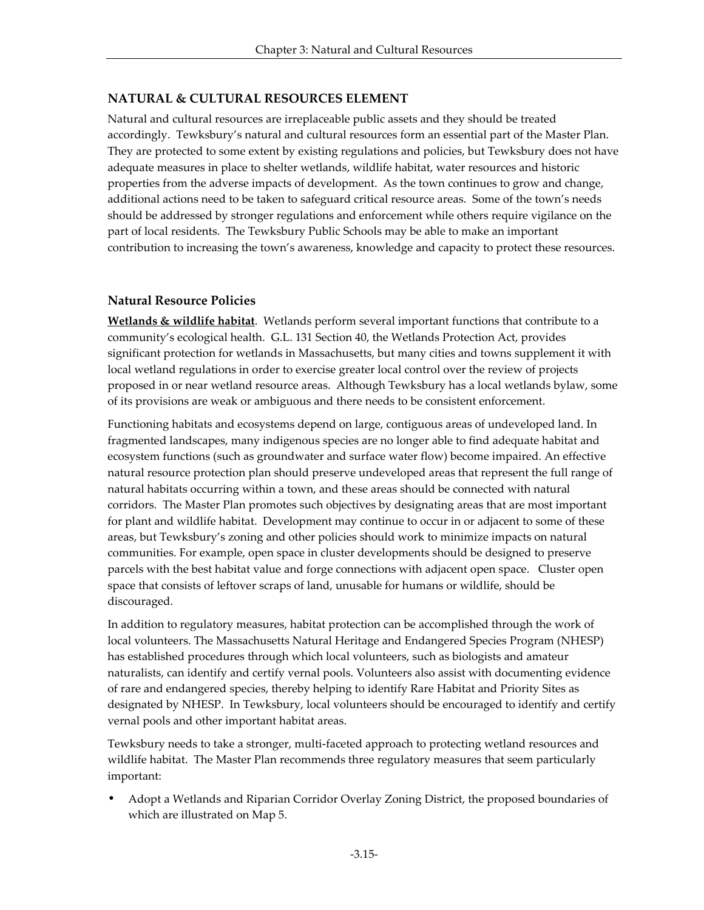## NATURAL & CULTURAL RESOURCES ELEMENT

Natural and cultural resources are irreplaceable public assets and they should be treated accordingly. Tewksbury's natural and cultural resources form an essential part of the Master Plan. They are protected to some extent by existing regulations and policies, but Tewksbury does not have adequate measures in place to shelter wetlands, wildlife habitat, water resources and historic properties from the adverse impacts of development. As the town continues to grow and change, additional actions need to be taken to safeguard critical resource areas. Some of the town's needs should be addressed by stronger regulations and enforcement while others require vigilance on the part of local residents. The Tewksbury Public Schools may be able to make an important contribution to increasing the town's awareness, knowledge and capacity to protect these resources.

### Natural Resource Policies

**Wetlands & wildlife habitat**. Wetlands perform several important functions that contribute to a community's ecological health. G.L. 131 Section 40, the Wetlands Protection Act, provides significant protection for wetlands in Massachusetts, but many cities and towns supplement it with local wetland regulations in order to exercise greater local control over the review of projects proposed in or near wetland resource areas. Although Tewksbury has a local wetlands bylaw, some of its provisions are weak or ambiguous and there needs to be consistent enforcement.

Functioning habitats and ecosystems depend on large, contiguous areas of undeveloped land. In fragmented landscapes, many indigenous species are no longer able to find adequate habitat and ecosystem functions (such as groundwater and surface water flow) become impaired. An effective natural resource protection plan should preserve undeveloped areas that represent the full range of natural habitats occurring within a town, and these areas should be connected with natural corridors. The Master Plan promotes such objectives by designating areas that are most important for plant and wildlife habitat. Development may continue to occur in or adjacent to some of these areas, but Tewksbury's zoning and other policies should work to minimize impacts on natural communities. For example, open space in cluster developments should be designed to preserve parcels with the best habitat value and forge connections with adjacent open space. Cluster open space that consists of leftover scraps of land, unusable for humans or wildlife, should be discouraged.

In addition to regulatory measures, habitat protection can be accomplished through the work of local volunteers. The Massachusetts Natural Heritage and Endangered Species Program (NHESP) has established procedures through which local volunteers, such as biologists and amateur naturalists, can identify and certify vernal pools. Volunteers also assist with documenting evidence of rare and endangered species, thereby helping to identify Rare Habitat and Priority Sites as designated by NHESP. In Tewksbury, local volunteers should be encouraged to identify and certify vernal pools and other important habitat areas.

Tewksbury needs to take a stronger, multi-faceted approach to protecting wetland resources and wildlife habitat. The Master Plan recommends three regulatory measures that seem particularly important:

- Adopt a Wetlands and Riparian Corridor Overlay Zoning District, the proposed boundaries of which are illustrated on Map 5.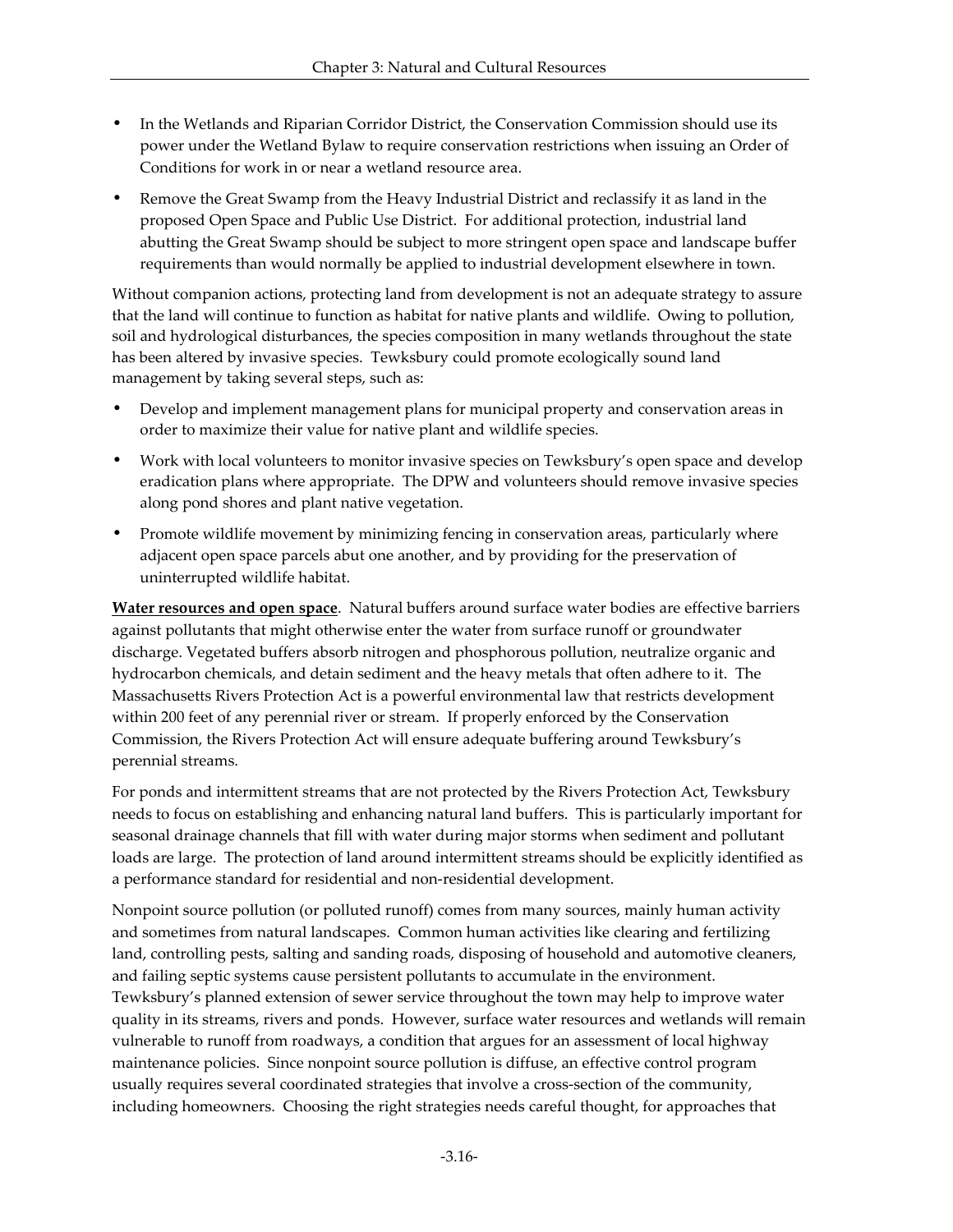- In the Wetlands and Riparian Corridor District, the Conservation Commission should use its power under the Wetland Bylaw to require conservation restrictions when issuing an Order of Conditions for work in or near a wetland resource area.
- Remove the Great Swamp from the Heavy Industrial District and reclassify it as land in the proposed Open Space and Public Use District. For additional protection, industrial land abutting the Great Swamp should be subject to more stringent open space and landscape buffer requirements than would normally be applied to industrial development elsewhere in town.

Without companion actions, protecting land from development is not an adequate strategy to assure that the land will continue to function as habitat for native plants and wildlife. Owing to pollution, soil and hydrological disturbances, the species composition in many wetlands throughout the state has been altered by invasive species. Tewksbury could promote ecologically sound land management by taking several steps, such as:

- Develop and implement management plans for municipal property and conservation areas in order to maximize their value for native plant and wildlife species.
- Work with local volunteers to monitor invasive species on Tewksbury's open space and develop eradication plans where appropriate. The DPW and volunteers should remove invasive species along pond shores and plant native vegetation.
- Promote wildlife movement by minimizing fencing in conservation areas, particularly where adjacent open space parcels abut one another, and by providing for the preservation of uninterrupted wildlife habitat.

**Water resources and open space**. Natural buffers around surface water bodies are effective barriers against pollutants that might otherwise enter the water from surface runoff or groundwater discharge. Vegetated buffers absorb nitrogen and phosphorous pollution, neutralize organic and hydrocarbon chemicals, and detain sediment and the heavy metals that often adhere to it. The Massachusetts Rivers Protection Act is a powerful environmental law that restricts development within 200 feet of any perennial river or stream. If properly enforced by the Conservation Commission, the Rivers Protection Act will ensure adequate buffering around Tewksbury's perennial streams.

For ponds and intermittent streams that are not protected by the Rivers Protection Act, Tewksbury needs to focus on establishing and enhancing natural land buffers. This is particularly important for seasonal drainage channels that fill with water during major storms when sediment and pollutant loads are large. The protection of land around intermittent streams should be explicitly identified as a performance standard for residential and non-residential development.

Nonpoint source pollution (or polluted runoff) comes from many sources, mainly human activity and sometimes from natural landscapes. Common human activities like clearing and fertilizing land, controlling pests, salting and sanding roads, disposing of household and automotive cleaners, and failing septic systems cause persistent pollutants to accumulate in the environment. Tewksbury's planned extension of sewer service throughout the town may help to improve water quality in its streams, rivers and ponds. However, surface water resources and wetlands will remain vulnerable to runoff from roadways, a condition that argues for an assessment of local highway maintenance policies. Since nonpoint source pollution is diffuse, an effective control program usually requires several coordinated strategies that involve a cross-section of the community, including homeowners. Choosing the right strategies needs careful thought, for approaches that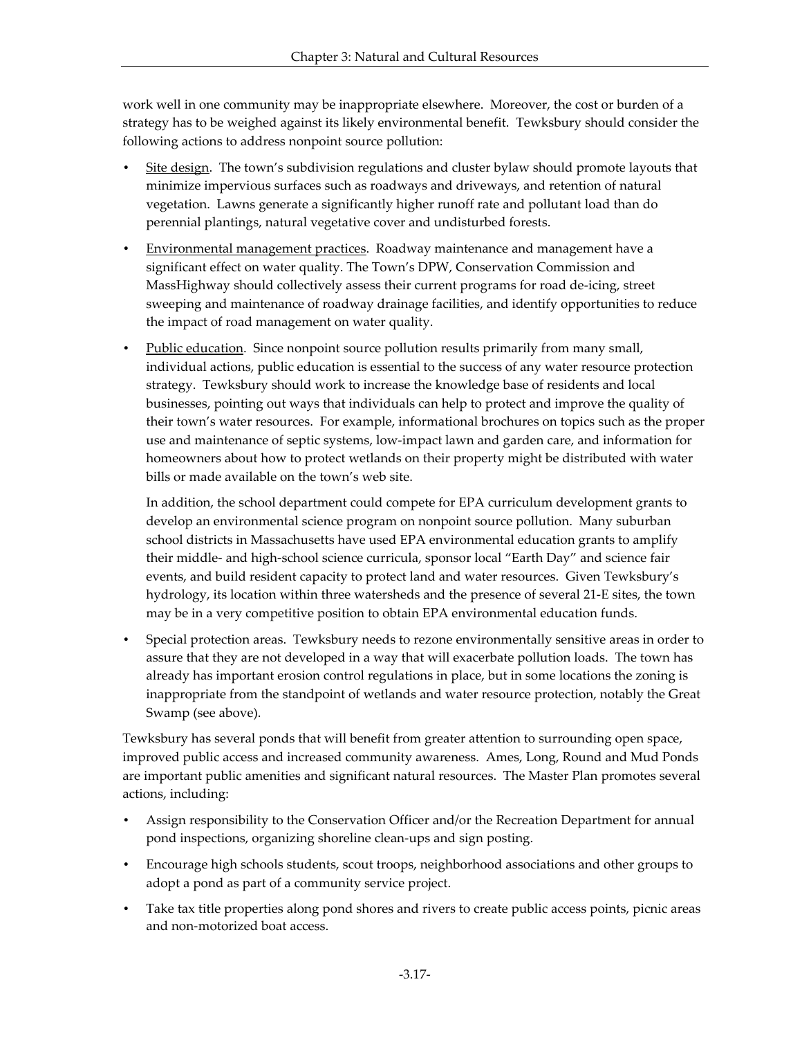work well in one community may be inappropriate elsewhere. Moreover, the cost or burden of a strategy has to be weighed against its likely environmental benefit. Tewksbury should consider the following actions to address nonpoint source pollution:

- <u>Site design</u>. The town's subdivision regulations and cluster bylaw should promote layouts that minimize impervious surfaces such as roadways and driveways, and retention of natural vegetation. Lawns generate a significantly higher runoff rate and pollutant load than do perennial plantings, natural vegetative cover and undisturbed forests.

- <u>Environmental management practices</u>. Roadway maintenance and management have a significant effect on water quality. The Town's DPW, Conservation Commission and MassHighway should collectively assess their current programs for road de-icing, street sweeping and maintenance of roadway drainage facilities, and identify opportunities to reduce the impact of road management on water quality.

- <u>Public education</u>. Since nonpoint source pollution results primarily from many small, individual actions, public education is essential to the success of any water resource protection strategy. Tewksbury should work to increase the knowledge base of residents and local businesses, pointing out ways that individuals can help to protect and improve the quality of their town's water resources. For example, informational brochures on topics such as the proper use and maintenance of septic systems, low-impact lawn and garden care, and information for homeowners about how to protect wetlands on their property might be distributed with water bills or made available on the town's web site.

  In addition, the school department could compete for EPA curriculum development grants to develop an environmental science program on nonpoint source pollution. Many suburban school districts in Massachusetts have used EPA environmental education grants to amplify their middle- and high-school science curricula, sponsor local "Earth Day" and science fair events, and build resident capacity to protect land and water resources. Given Tewksbury's hydrology, its location within three watersheds and the presence of several 21-E sites, the town may be in a very competitive position to obtain EPA environmental education funds.

- Special protection areas. Tewksbury needs to rezone environmentally sensitive areas in order to assure that they are not developed in a way that will exacerbate pollution loads. The town has already has important erosion control regulations in place, but in some locations the zoning is inappropriate from the standpoint of wetlands and water resource protection, notably the Great Swamp (see above).

Tewksbury has several ponds that will benefit from greater attention to surrounding open space, improved public access and increased community awareness. Ames, Long, Round and Mud Ponds are important public amenities and significant natural resources. The Master Plan promotes several actions, including:

- Assign responsibility to the Conservation Officer and/or the Recreation Department for annual pond inspections, organizing shoreline clean-ups and sign posting.

- Encourage high schools students, scout troops, neighborhood associations and other groups to adopt a pond as part of a community service project.

- Take tax title properties along pond shores and rivers to create public access points, picnic areas and non-motorized boat access.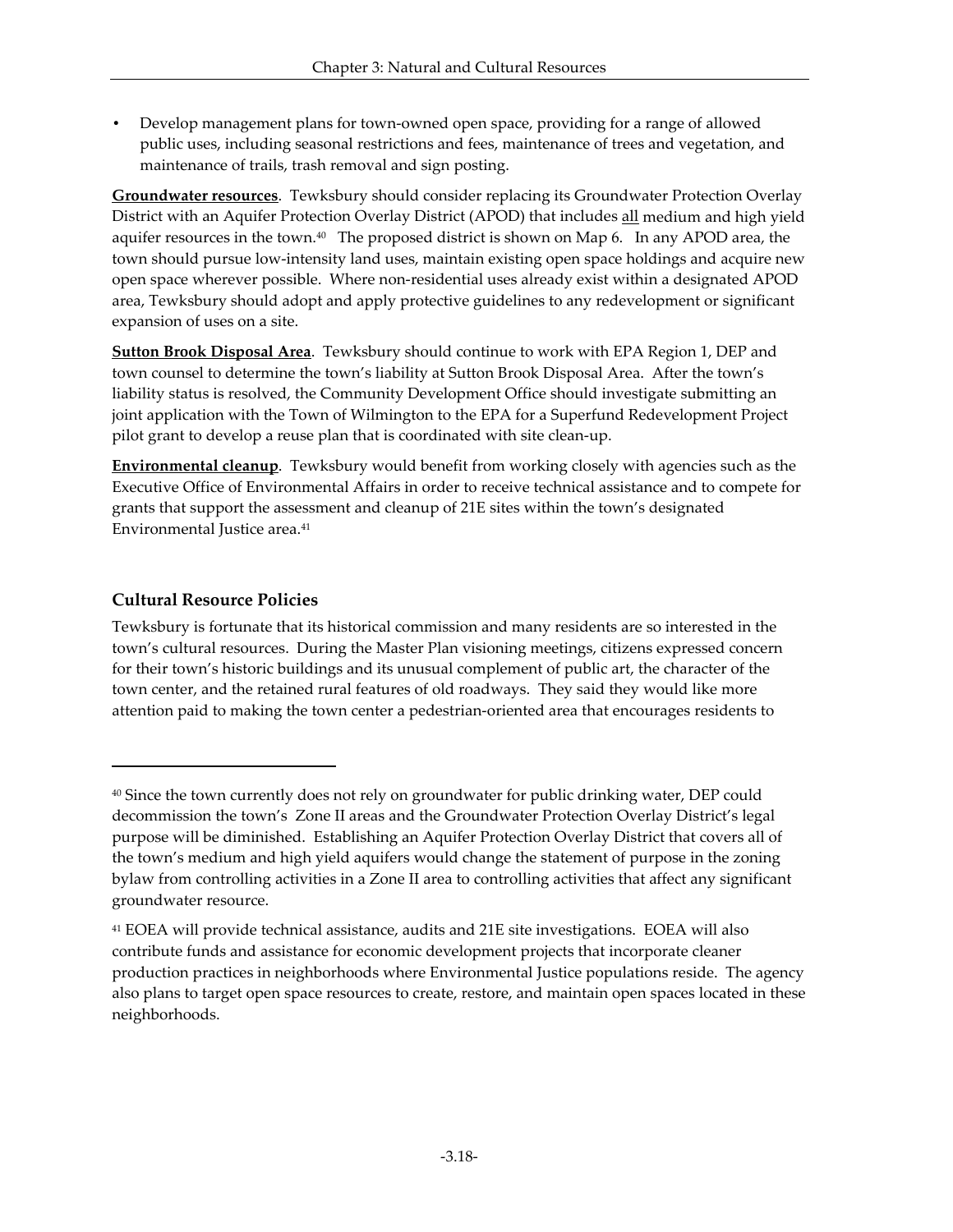- Develop management plans for town-owned open space, providing for a range of allowed public uses, including seasonal restrictions and fees, maintenance of trees and vegetation, and maintenance of trails, trash removal and sign posting.

**Groundwater resources**. Tewksbury should consider replacing its Groundwater Protection Overlay District with an Aquifer Protection Overlay District (APOD) that includes all medium and high yield aquifer resources in the town.[40] The proposed district is shown on Map 6. In any APOD area, the town should pursue low-intensity land uses, maintain existing open space holdings and acquire new open space wherever possible. Where non-residential uses already exist within a designated APOD area, Tewksbury should adopt and apply protective guidelines to any redevelopment or significant expansion of uses on a site.

**Sutton Brook Disposal Area**. Tewksbury should continue to work with EPA Region 1, DEP and town counsel to determine the town's liability at Sutton Brook Disposal Area. After the town's liability status is resolved, the Community Development Office should investigate submitting an joint application with the Town of Wilmington to the EPA for a Superfund Redevelopment Project pilot grant to develop a reuse plan that is coordinated with site clean-up.

**Environmental cleanup**. Tewksbury would benefit from working closely with agencies such as the Executive Office of Environmental Affairs in order to receive technical assistance and to compete for grants that support the assessment and cleanup of 21E sites within the town's designated Environmental Justice area.[41]

### Cultural Resource Policies

Tewksbury is fortunate that its historical commission and many residents are so interested in the town's cultural resources. During the Master Plan visioning meetings, citizens expressed concern for their town's historic buildings and its unusual complement of public art, the character of the town center, and the retained rural features of old roadways. They said they would like more attention paid to making the town center a pedestrian-oriented area that encourages residents to

---

[40] Since the town currently does not rely on groundwater for public drinking water, DEP could decommission the town's Zone II areas and the Groundwater Protection Overlay District's legal purpose will be diminished. Establishing an Aquifer Protection Overlay District that covers all of the town's medium and high yield aquifers would change the statement of purpose in the zoning bylaw from controlling activities in a Zone II area to controlling activities that affect any significant groundwater resource.

[41] EOEA will provide technical assistance, audits and 21E site investigations. EOEA will also contribute funds and assistance for economic development projects that incorporate cleaner production practices in neighborhoods where Environmental Justice populations reside. The agency also plans to target open space resources to create, restore, and maintain open spaces located in these neighborhoods.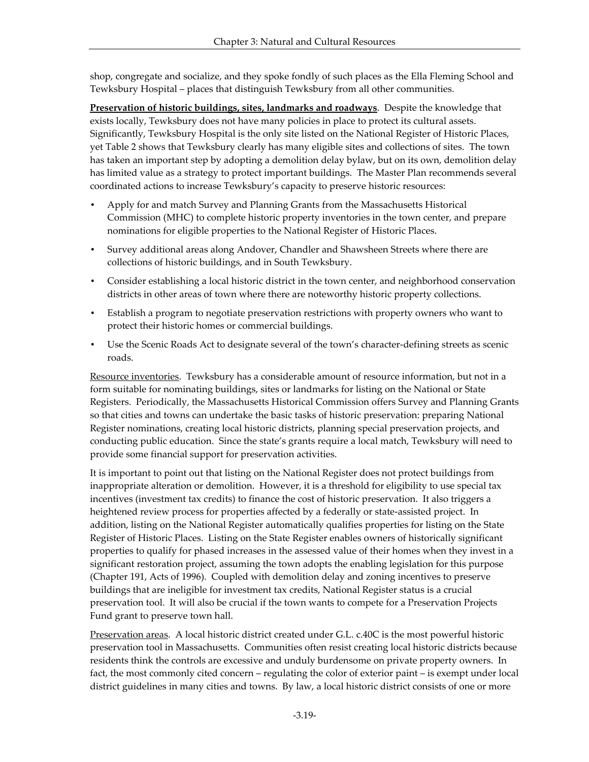shop, congregate and socialize, and they spoke fondly of such places as the Ella Fleming School and Tewksbury Hospital – places that distinguish Tewksbury from all other communities.

**Preservation of historic buildings, sites, landmarks and roadways**. Despite the knowledge that exists locally, Tewksbury does not have many policies in place to protect its cultural assets. Significantly, Tewksbury Hospital is the only site listed on the National Register of Historic Places, yet Table 2 shows that Tewksbury clearly has many eligible sites and collections of sites. The town has taken an important step by adopting a demolition delay bylaw, but on its own, demolition delay has limited value as a strategy to protect important buildings. The Master Plan recommends several coordinated actions to increase Tewksbury's capacity to preserve historic resources:

- Apply for and match Survey and Planning Grants from the Massachusetts Historical Commission (MHC) to complete historic property inventories in the town center, and prepare nominations for eligible properties to the National Register of Historic Places.
- Survey additional areas along Andover, Chandler and Shawsheen Streets where there are collections of historic buildings, and in South Tewksbury.
- Consider establishing a local historic district in the town center, and neighborhood conservation districts in other areas of town where there are noteworthy historic property collections.
- Establish a program to negotiate preservation restrictions with property owners who want to protect their historic homes or commercial buildings.
- Use the Scenic Roads Act to designate several of the town's character-defining streets as scenic roads.

Resource inventories. Tewksbury has a considerable amount of resource information, but not in a form suitable for nominating buildings, sites or landmarks for listing on the National or State Registers. Periodically, the Massachusetts Historical Commission offers Survey and Planning Grants so that cities and towns can undertake the basic tasks of historic preservation: preparing National Register nominations, creating local historic districts, planning special preservation projects, and conducting public education. Since the state's grants require a local match, Tewksbury will need to provide some financial support for preservation activities.

It is important to point out that listing on the National Register does not protect buildings from inappropriate alteration or demolition. However, it is a threshold for eligibility to use special tax incentives (investment tax credits) to finance the cost of historic preservation. It also triggers a heightened review process for properties affected by a federally or state-assisted project. In addition, listing on the National Register automatically qualifies properties for listing on the State Register of Historic Places. Listing on the State Register enables owners of historically significant properties to qualify for phased increases in the assessed value of their homes when they invest in a significant restoration project, assuming the town adopts the enabling legislation for this purpose (Chapter 191, Acts of 1996). Coupled with demolition delay and zoning incentives to preserve buildings that are ineligible for investment tax credits, National Register status is a crucial preservation tool. It will also be crucial if the town wants to compete for a Preservation Projects Fund grant to preserve town hall.

Preservation areas. A local historic district created under G.L. c.40C is the most powerful historic preservation tool in Massachusetts. Communities often resist creating local historic districts because residents think the controls are excessive and unduly burdensome on private property owners. In fact, the most commonly cited concern – regulating the color of exterior paint – is exempt under local district guidelines in many cities and towns. By law, a local historic district consists of one or more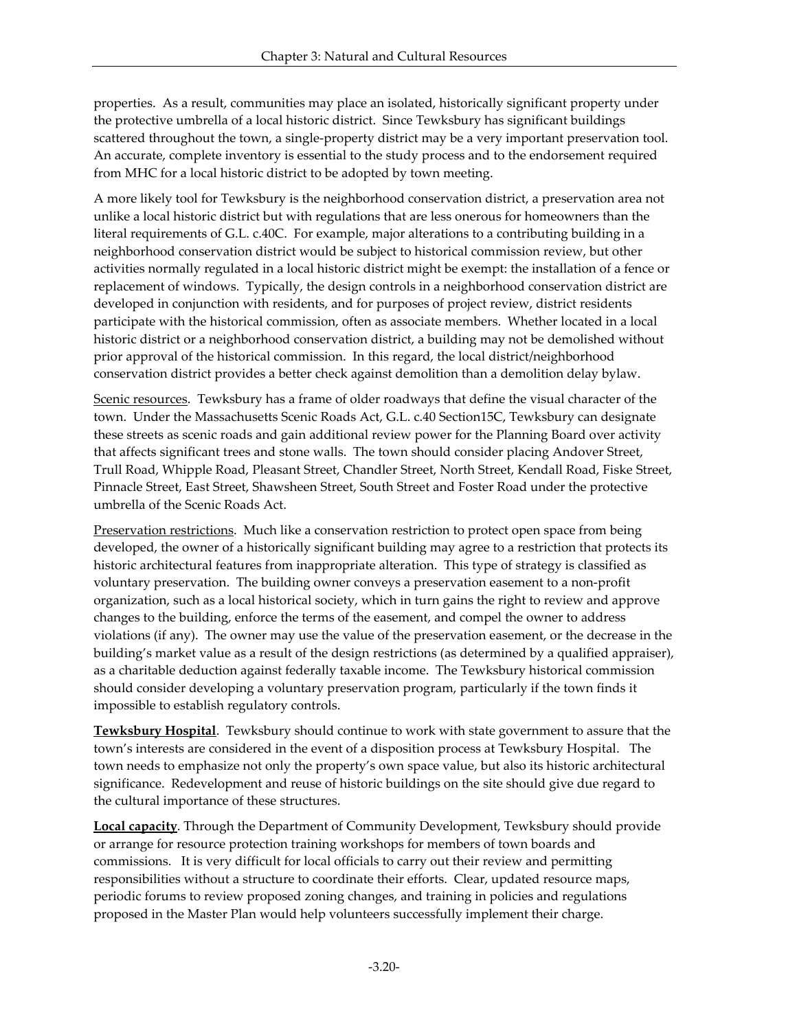properties. As a result, communities may place an isolated, historically significant property under the protective umbrella of a local historic district. Since Tewksbury has significant buildings scattered throughout the town, a single-property district may be a very important preservation tool. An accurate, complete inventory is essential to the study process and to the endorsement required from MHC for a local historic district to be adopted by town meeting.

A more likely tool for Tewksbury is the neighborhood conservation district, a preservation area not unlike a local historic district but with regulations that are less onerous for homeowners than the literal requirements of G.L. c.40C. For example, major alterations to a contributing building in a neighborhood conservation district would be subject to historical commission review, but other activities normally regulated in a local historic district might be exempt: the installation of a fence or replacement of windows. Typically, the design controls in a neighborhood conservation district are developed in conjunction with residents, and for purposes of project review, district residents participate with the historical commission, often as associate members. Whether located in a local historic district or a neighborhood conservation district, a building may not be demolished without prior approval of the historical commission. In this regard, the local district/neighborhood conservation district provides a better check against demolition than a demolition delay bylaw.

<u>Scenic resources</u>. Tewksbury has a frame of older roadways that define the visual character of the town. Under the Massachusetts Scenic Roads Act, G.L. c.40 Section15C, Tewksbury can designate these streets as scenic roads and gain additional review power for the Planning Board over activity that affects significant trees and stone walls. The town should consider placing Andover Street, Trull Road, Whipple Road, Pleasant Street, Chandler Street, North Street, Kendall Road, Fiske Street, Pinnacle Street, East Street, Shawsheen Street, South Street and Foster Road under the protective umbrella of the Scenic Roads Act.

<u>Preservation restrictions</u>. Much like a conservation restriction to protect open space from being developed, the owner of a historically significant building may agree to a restriction that protects its historic architectural features from inappropriate alteration. This type of strategy is classified as voluntary preservation. The building owner conveys a preservation easement to a non-profit organization, such as a local historical society, which in turn gains the right to review and approve changes to the building, enforce the terms of the easement, and compel the owner to address violations (if any). The owner may use the value of the preservation easement, or the decrease in the building's market value as a result of the design restrictions (as determined by a qualified appraiser), as a charitable deduction against federally taxable income. The Tewksbury historical commission should consider developing a voluntary preservation program, particularly if the town finds it impossible to establish regulatory controls.

**<u>Tewksbury Hospital</u>**. Tewksbury should continue to work with state government to assure that the town's interests are considered in the event of a disposition process at Tewksbury Hospital. The town needs to emphasize not only the property's own space value, but also its historic architectural significance. Redevelopment and reuse of historic buildings on the site should give due regard to the cultural importance of these structures.

**<u>Local capacity</u>**. Through the Department of Community Development, Tewksbury should provide or arrange for resource protection training workshops for members of town boards and commissions. It is very difficult for local officials to carry out their review and permitting responsibilities without a structure to coordinate their efforts. Clear, updated resource maps, periodic forums to review proposed zoning changes, and training in policies and regulations proposed in the Master Plan would help volunteers successfully implement their charge.